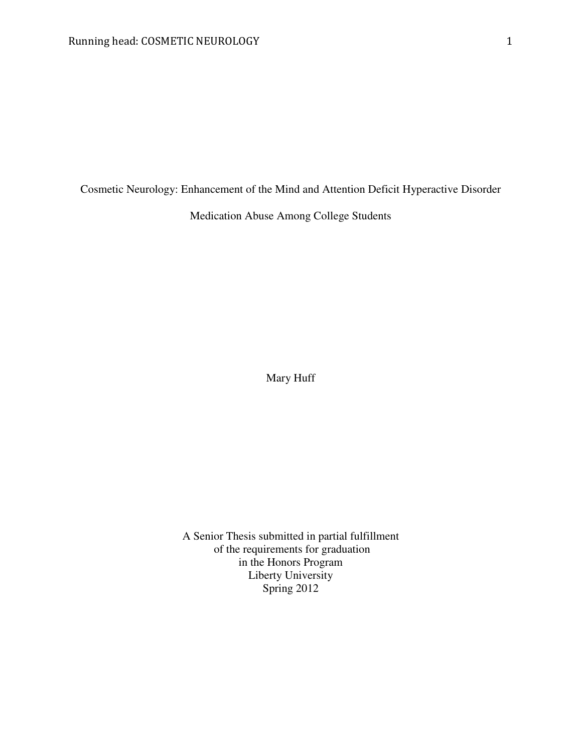# Cosmetic Neurology: Enhancement of the Mind and Attention Deficit Hyperactive Disorder Medication Abuse Among College Students

Mary Huff

A Senior Thesis submitted in partial fulfillment
of the requirements for graduation
in the Honors Program
Liberty University
Spring 2012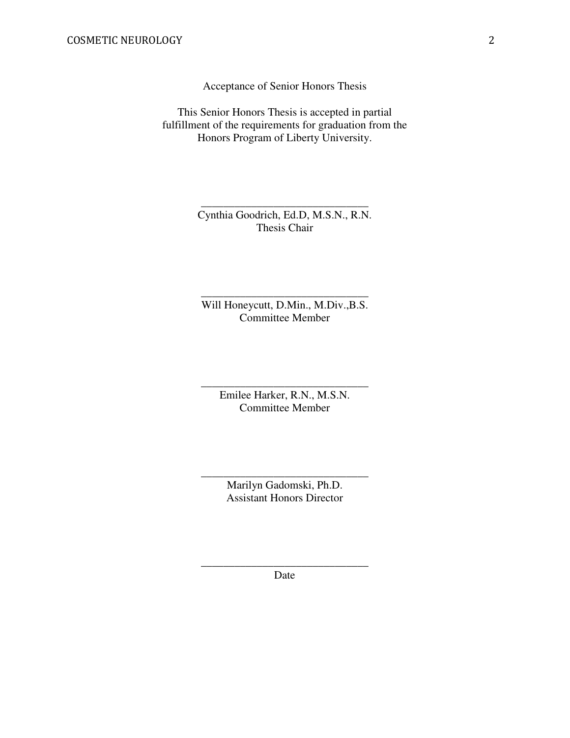Acceptance of Senior Honors Thesis

This Senior Honors Thesis is accepted in partial fulfillment of the requirements for graduation from the Honors Program of Liberty University.

______________________________
Cynthia Goodrich, Ed.D, M.S.N., R.N.
Thesis Chair

______________________________
Will Honeycutt, D.Min., M.Div.,B.S.
Committee Member

______________________________
Emilee Harker, R.N., M.S.N.
Committee Member

______________________________
Marilyn Gadomski, Ph.D.
Assistant Honors Director

______________________________
Date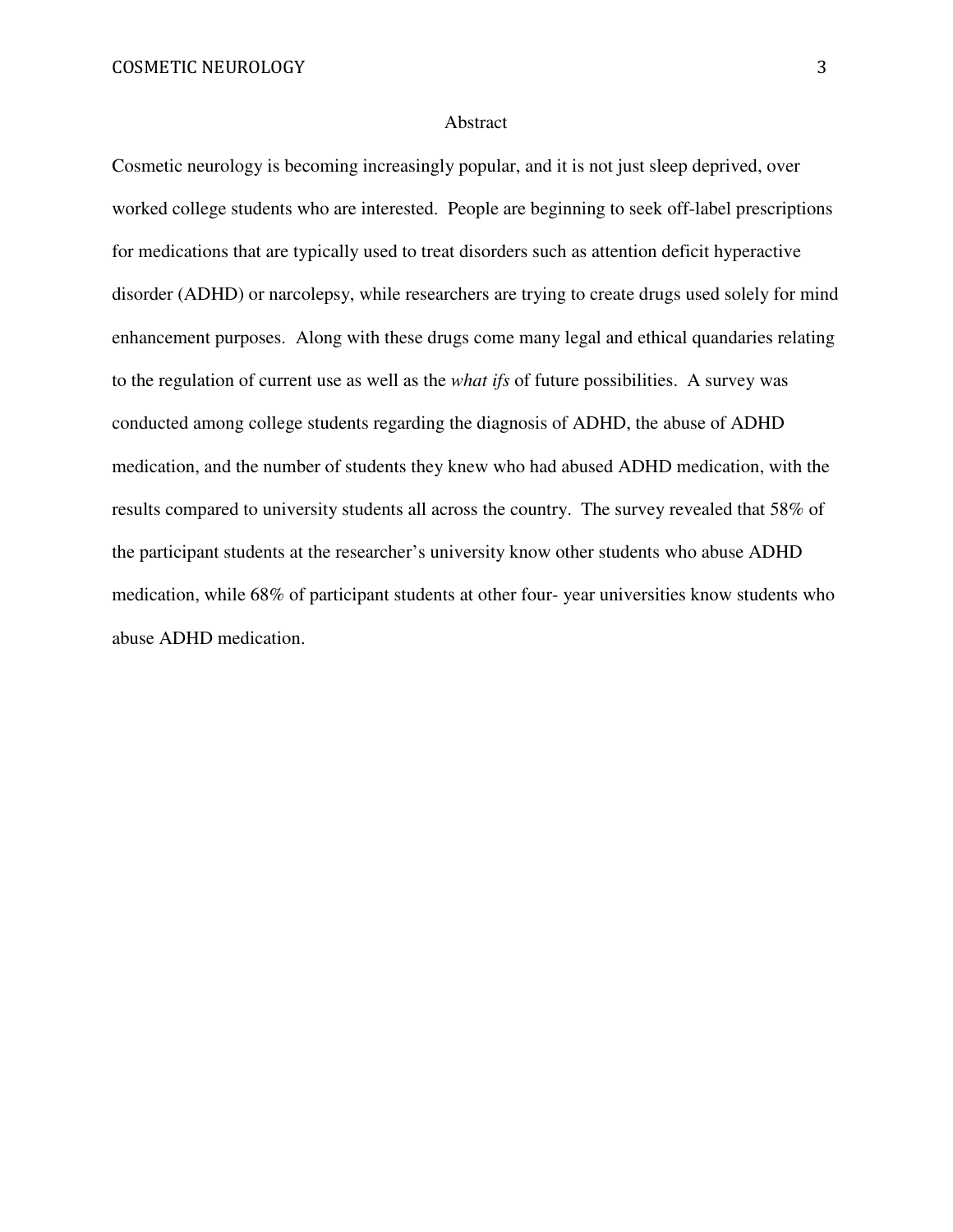# Abstract

Cosmetic neurology is becoming increasingly popular, and it is not just sleep deprived, over worked college students who are interested. People are beginning to seek off-label prescriptions for medications that are typically used to treat disorders such as attention deficit hyperactive disorder (ADHD) or narcolepsy, while researchers are trying to create drugs used solely for mind enhancement purposes. Along with these drugs come many legal and ethical quandaries relating to the regulation of current use as well as the *what ifs* of future possibilities. A survey was conducted among college students regarding the diagnosis of ADHD, the abuse of ADHD medication, and the number of students they knew who had abused ADHD medication, with the results compared to university students all across the country. The survey revealed that 58% of the participant students at the researcher's university know other students who abuse ADHD medication, while 68% of participant students at other four- year universities know students who abuse ADHD medication.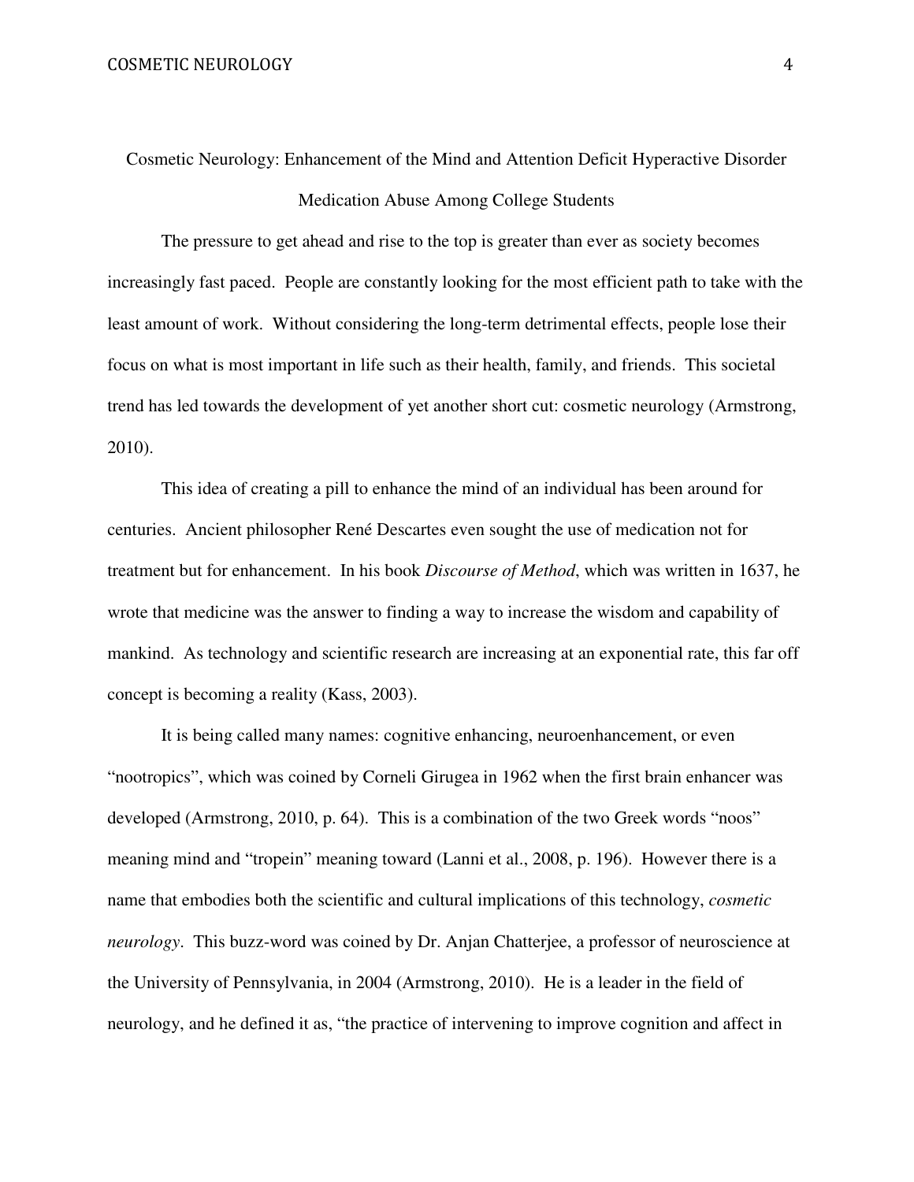# Cosmetic Neurology: Enhancement of the Mind and Attention Deficit Hyperactive Disorder Medication Abuse Among College Students

The pressure to get ahead and rise to the top is greater than ever as society becomes increasingly fast paced. People are constantly looking for the most efficient path to take with the least amount of work. Without considering the long-term detrimental effects, people lose their focus on what is most important in life such as their health, family, and friends. This societal trend has led towards the development of yet another short cut: cosmetic neurology (Armstrong, 2010).

This idea of creating a pill to enhance the mind of an individual has been around for centuries. Ancient philosopher René Descartes even sought the use of medication not for treatment but for enhancement. In his book *Discourse of Method*, which was written in 1637, he wrote that medicine was the answer to finding a way to increase the wisdom and capability of mankind. As technology and scientific research are increasing at an exponential rate, this far off concept is becoming a reality (Kass, 2003).

It is being called many names: cognitive enhancing, neuroenhancement, or even "nootropics", which was coined by Corneli Girugea in 1962 when the first brain enhancer was developed (Armstrong, 2010, p. 64). This is a combination of the two Greek words "noos" meaning mind and "tropein" meaning toward (Lanni et al., 2008, p. 196). However there is a name that embodies both the scientific and cultural implications of this technology, *cosmetic neurology*. This buzz-word was coined by Dr. Anjan Chatterjee, a professor of neuroscience at the University of Pennsylvania, in 2004 (Armstrong, 2010). He is a leader in the field of neurology, and he defined it as, "the practice of intervening to improve cognition and affect in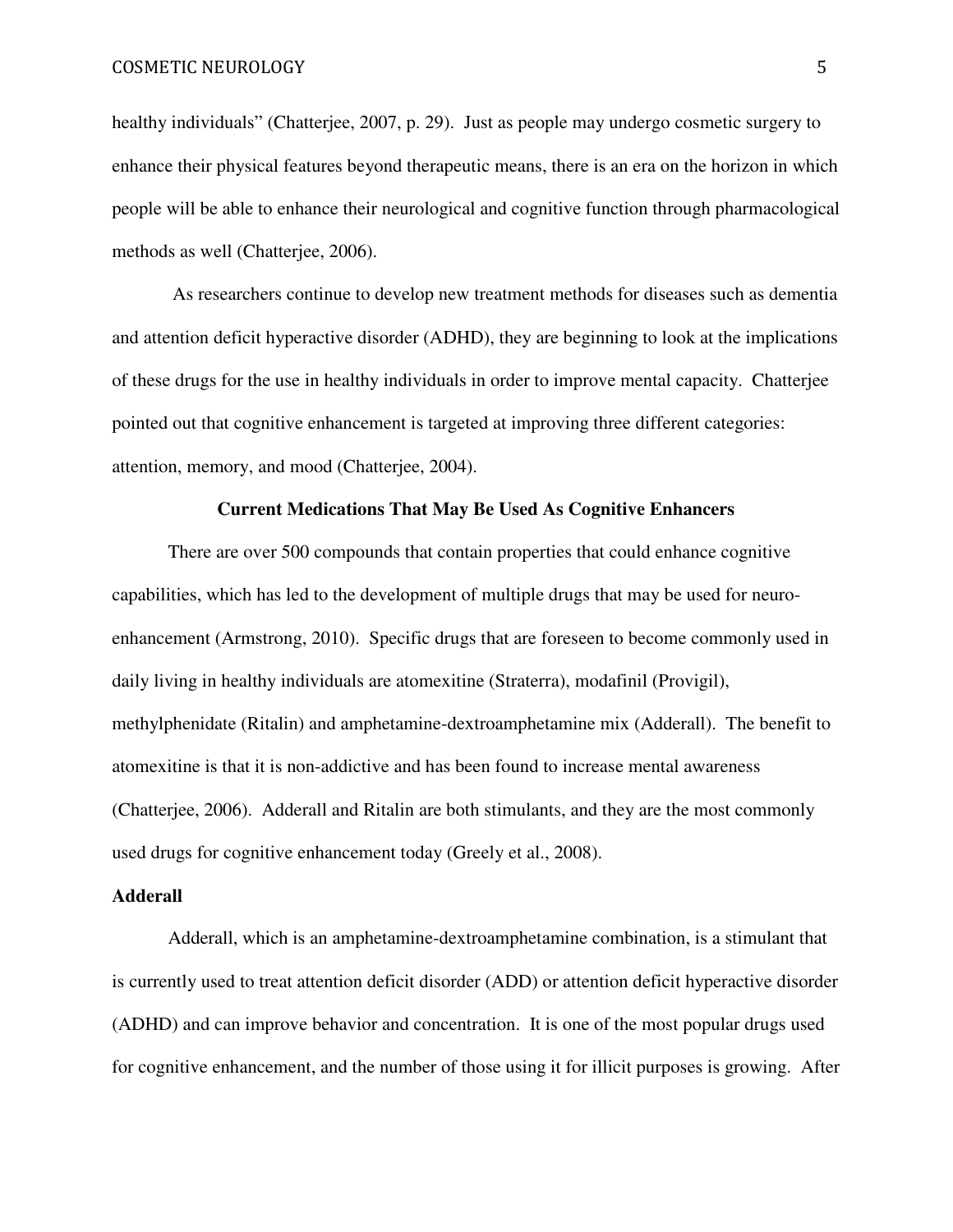healthy individuals" (Chatterjee, 2007, p. 29). Just as people may undergo cosmetic surgery to enhance their physical features beyond therapeutic means, there is an era on the horizon in which people will be able to enhance their neurological and cognitive function through pharmacological methods as well (Chatterjee, 2006).

As researchers continue to develop new treatment methods for diseases such as dementia and attention deficit hyperactive disorder (ADHD), they are beginning to look at the implications of these drugs for the use in healthy individuals in order to improve mental capacity. Chatterjee pointed out that cognitive enhancement is targeted at improving three different categories: attention, memory, and mood (Chatterjee, 2004).

## Current Medications That May Be Used As Cognitive Enhancers

There are over 500 compounds that contain properties that could enhance cognitive capabilities, which has led to the development of multiple drugs that may be used for neuro-enhancement (Armstrong, 2010). Specific drugs that are foreseen to become commonly used in daily living in healthy individuals are atomexitine (Straterra), modafinil (Provigil), methylphenidate (Ritalin) and amphetamine-dextroamphetamine mix (Adderall). The benefit to atomexitine is that it is non-addictive and has been found to increase mental awareness (Chatterjee, 2006). Adderall and Ritalin are both stimulants, and they are the most commonly used drugs for cognitive enhancement today (Greely et al., 2008).

### Adderall

Adderall, which is an amphetamine-dextroamphetamine combination, is a stimulant that is currently used to treat attention deficit disorder (ADD) or attention deficit hyperactive disorder (ADHD) and can improve behavior and concentration. It is one of the most popular drugs used for cognitive enhancement, and the number of those using it for illicit purposes is growing. After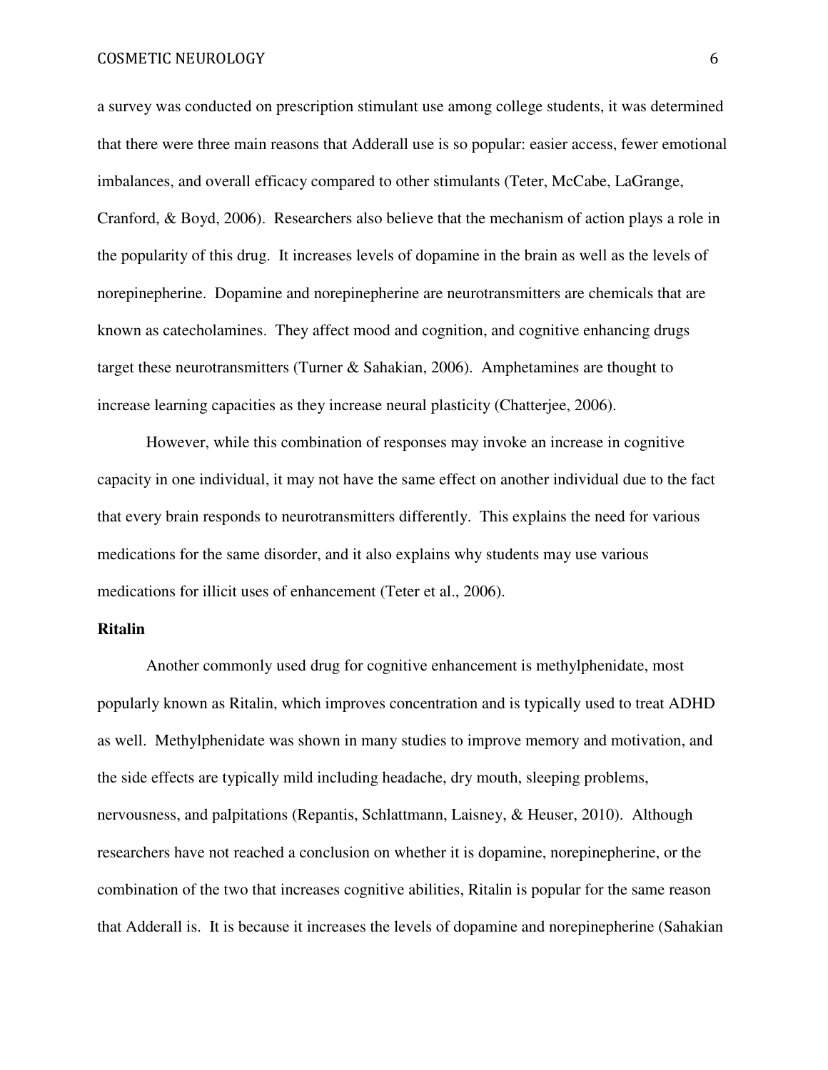a survey was conducted on prescription stimulant use among college students, it was determined that there were three main reasons that Adderall use is so popular: easier access, fewer emotional imbalances, and overall efficacy compared to other stimulants (Teter, McCabe, LaGrange, Cranford, & Boyd, 2006). Researchers also believe that the mechanism of action plays a role in the popularity of this drug. It increases levels of dopamine in the brain as well as the levels of norepinepherine. Dopamine and norepinepherine are neurotransmitters are chemicals that are known as catecholamines. They affect mood and cognition, and cognitive enhancing drugs target these neurotransmitters (Turner & Sahakian, 2006). Amphetamines are thought to increase learning capacities as they increase neural plasticity (Chatterjee, 2006).

However, while this combination of responses may invoke an increase in cognitive capacity in one individual, it may not have the same effect on another individual due to the fact that every brain responds to neurotransmitters differently. This explains the need for various medications for the same disorder, and it also explains why students may use various medications for illicit uses of enhancement (Teter et al., 2006).

**Ritalin**

Another commonly used drug for cognitive enhancement is methylphenidate, most popularly known as Ritalin, which improves concentration and is typically used to treat ADHD as well. Methylphenidate was shown in many studies to improve memory and motivation, and the side effects are typically mild including headache, dry mouth, sleeping problems, nervousness, and palpitations (Repantis, Schlattmann, Laisney, & Heuser, 2010). Although researchers have not reached a conclusion on whether it is dopamine, norepinepherine, or the combination of the two that increases cognitive abilities, Ritalin is popular for the same reason that Adderall is. It is because it increases the levels of dopamine and norepinepherine (Sahakian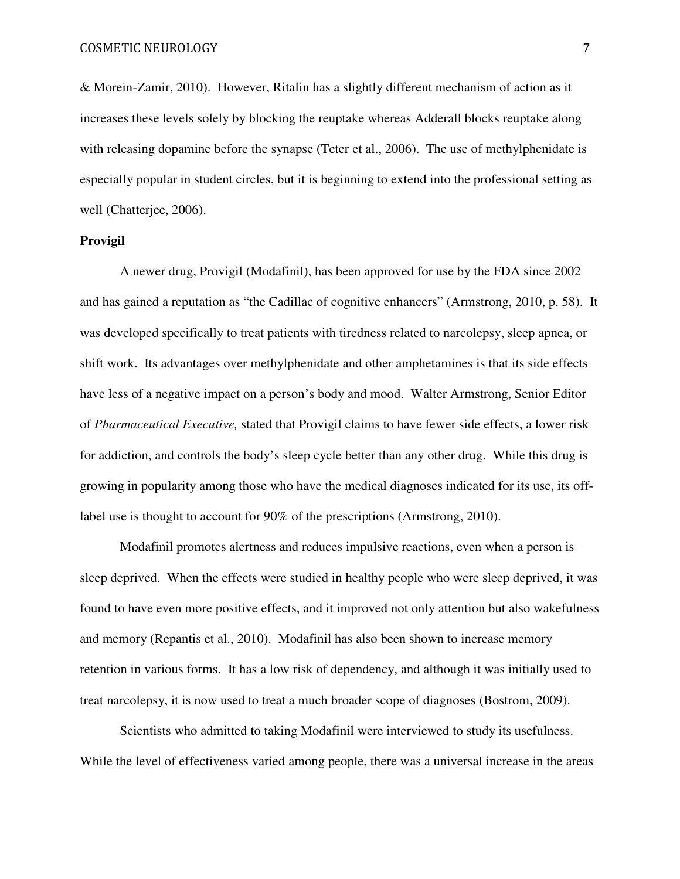& Morein-Zamir, 2010). However, Ritalin has a slightly different mechanism of action as it increases these levels solely by blocking the reuptake whereas Adderall blocks reuptake along with releasing dopamine before the synapse (Teter et al., 2006). The use of methylphenidate is especially popular in student circles, but it is beginning to extend into the professional setting as well (Chatterjee, 2006).

**Provigil**

A newer drug, Provigil (Modafinil), has been approved for use by the FDA since 2002 and has gained a reputation as "the Cadillac of cognitive enhancers" (Armstrong, 2010, p. 58). It was developed specifically to treat patients with tiredness related to narcolepsy, sleep apnea, or shift work. Its advantages over methylphenidate and other amphetamines is that its side effects have less of a negative impact on a person's body and mood. Walter Armstrong, Senior Editor of *Pharmaceutical Executive,* stated that Provigil claims to have fewer side effects, a lower risk for addiction, and controls the body's sleep cycle better than any other drug. While this drug is growing in popularity among those who have the medical diagnoses indicated for its use, its off-label use is thought to account for 90% of the prescriptions (Armstrong, 2010).

Modafinil promotes alertness and reduces impulsive reactions, even when a person is sleep deprived. When the effects were studied in healthy people who were sleep deprived, it was found to have even more positive effects, and it improved not only attention but also wakefulness and memory (Repantis et al., 2010). Modafinil has also been shown to increase memory retention in various forms. It has a low risk of dependency, and although it was initially used to treat narcolepsy, it is now used to treat a much broader scope of diagnoses (Bostrom, 2009).

Scientists who admitted to taking Modafinil were interviewed to study its usefulness. While the level of effectiveness varied among people, there was a universal increase in the areas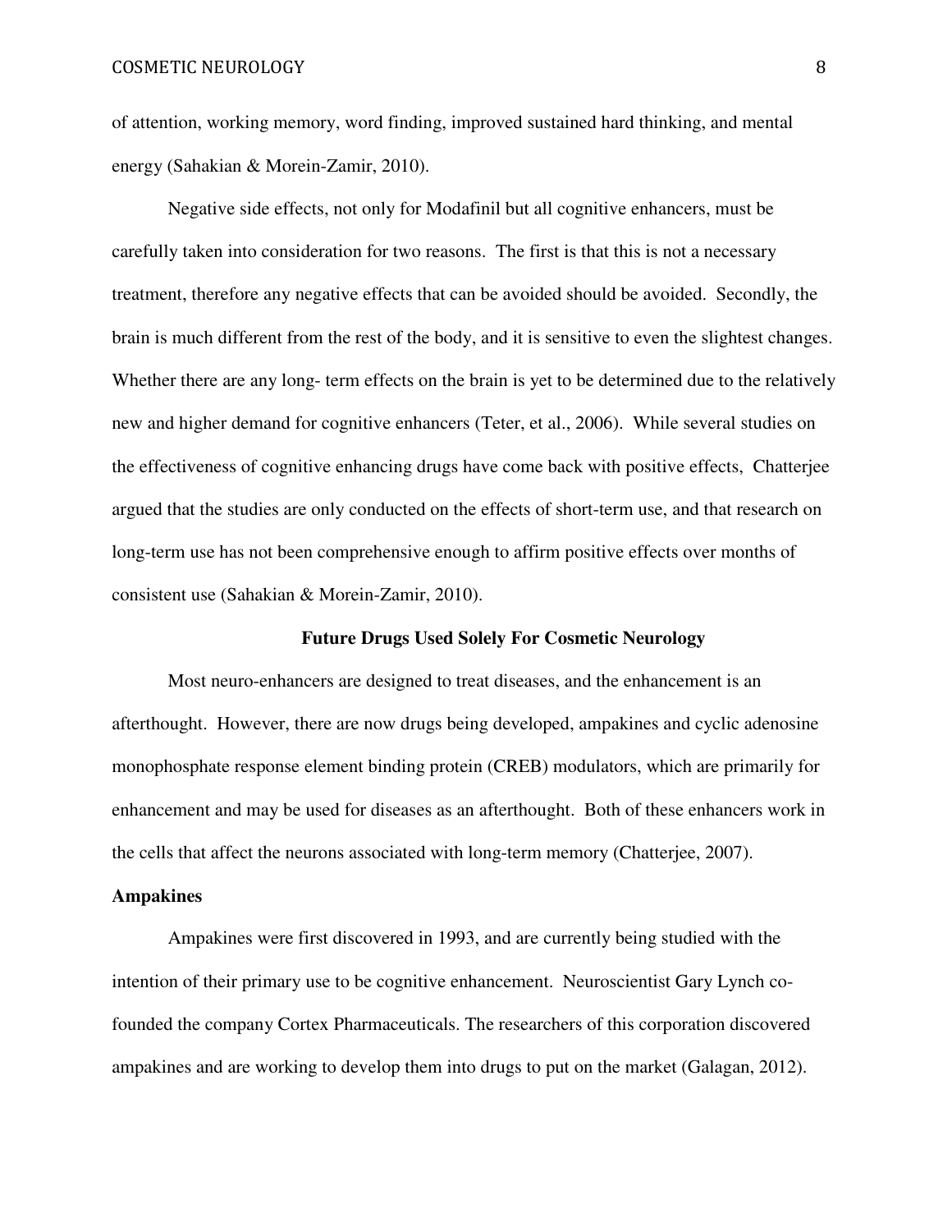of attention, working memory, word finding, improved sustained hard thinking, and mental energy (Sahakian & Morein-Zamir, 2010).

Negative side effects, not only for Modafinil but all cognitive enhancers, must be carefully taken into consideration for two reasons. The first is that this is not a necessary treatment, therefore any negative effects that can be avoided should be avoided. Secondly, the brain is much different from the rest of the body, and it is sensitive to even the slightest changes. Whether there are any long- term effects on the brain is yet to be determined due to the relatively new and higher demand for cognitive enhancers (Teter, et al., 2006). While several studies on the effectiveness of cognitive enhancing drugs have come back with positive effects, Chatterjee argued that the studies are only conducted on the effects of short-term use, and that research on long-term use has not been comprehensive enough to affirm positive effects over months of consistent use (Sahakian & Morein-Zamir, 2010).

## Future Drugs Used Solely For Cosmetic Neurology

Most neuro-enhancers are designed to treat diseases, and the enhancement is an afterthought. However, there are now drugs being developed, ampakines and cyclic adenosine monophosphate response element binding protein (CREB) modulators, which are primarily for enhancement and may be used for diseases as an afterthought. Both of these enhancers work in the cells that affect the neurons associated with long-term memory (Chatterjee, 2007).

### Ampakines

Ampakines were first discovered in 1993, and are currently being studied with the intention of their primary use to be cognitive enhancement. Neuroscientist Gary Lynch co-founded the company Cortex Pharmaceuticals. The researchers of this corporation discovered ampakines and are working to develop them into drugs to put on the market (Galagan, 2012).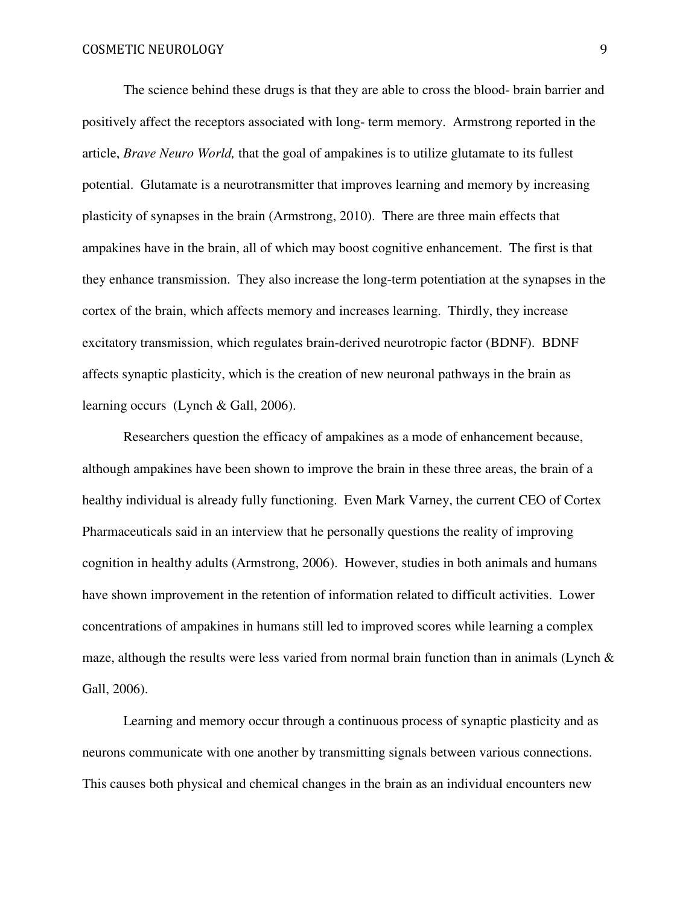The science behind these drugs is that they are able to cross the blood- brain barrier and positively affect the receptors associated with long- term memory. Armstrong reported in the article, *Brave Neuro World,* that the goal of ampakines is to utilize glutamate to its fullest potential. Glutamate is a neurotransmitter that improves learning and memory by increasing plasticity of synapses in the brain (Armstrong, 2010). There are three main effects that ampakines have in the brain, all of which may boost cognitive enhancement. The first is that they enhance transmission. They also increase the long-term potentiation at the synapses in the cortex of the brain, which affects memory and increases learning. Thirdly, they increase excitatory transmission, which regulates brain-derived neurotropic factor (BDNF). BDNF affects synaptic plasticity, which is the creation of new neuronal pathways in the brain as learning occurs (Lynch & Gall, 2006).

Researchers question the efficacy of ampakines as a mode of enhancement because, although ampakines have been shown to improve the brain in these three areas, the brain of a healthy individual is already fully functioning. Even Mark Varney, the current CEO of Cortex Pharmaceuticals said in an interview that he personally questions the reality of improving cognition in healthy adults (Armstrong, 2006). However, studies in both animals and humans have shown improvement in the retention of information related to difficult activities. Lower concentrations of ampakines in humans still led to improved scores while learning a complex maze, although the results were less varied from normal brain function than in animals (Lynch & Gall, 2006).

Learning and memory occur through a continuous process of synaptic plasticity and as neurons communicate with one another by transmitting signals between various connections. This causes both physical and chemical changes in the brain as an individual encounters new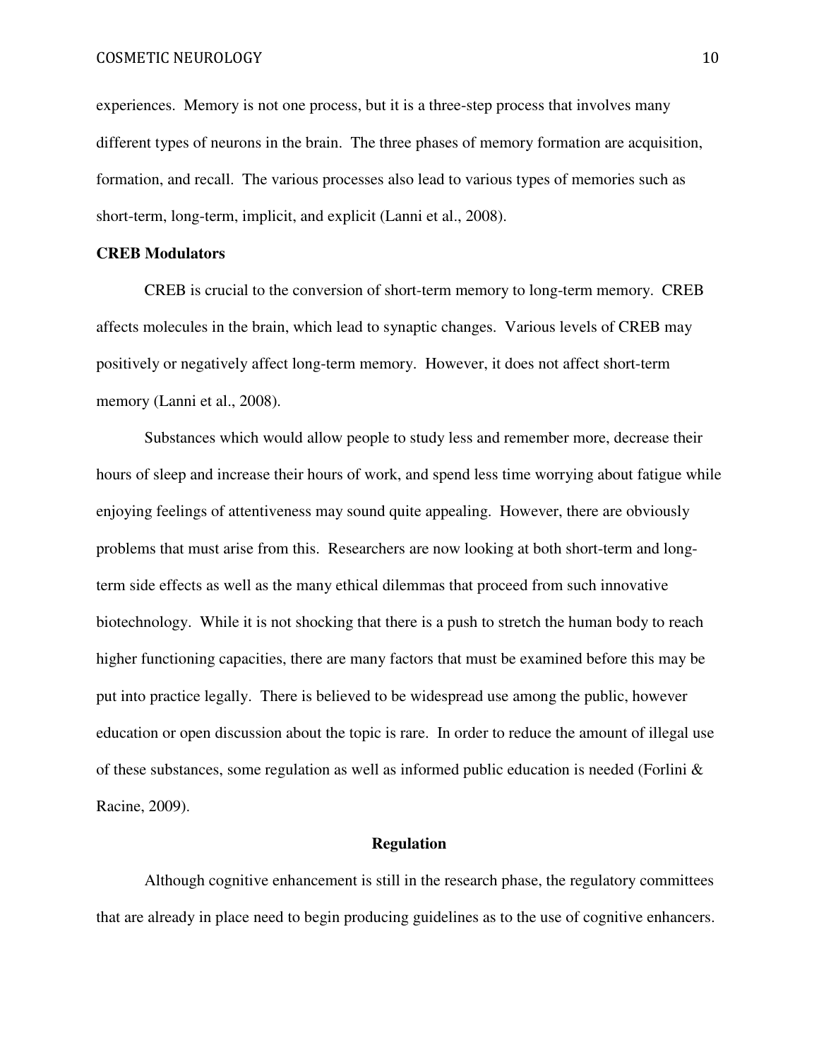experiences. Memory is not one process, but it is a three-step process that involves many different types of neurons in the brain. The three phases of memory formation are acquisition, formation, and recall. The various processes also lead to various types of memories such as short-term, long-term, implicit, and explicit (Lanni et al., 2008).

**CREB Modulators**

CREB is crucial to the conversion of short-term memory to long-term memory. CREB affects molecules in the brain, which lead to synaptic changes. Various levels of CREB may positively or negatively affect long-term memory. However, it does not affect short-term memory (Lanni et al., 2008).

Substances which would allow people to study less and remember more, decrease their hours of sleep and increase their hours of work, and spend less time worrying about fatigue while enjoying feelings of attentiveness may sound quite appealing. However, there are obviously problems that must arise from this. Researchers are now looking at both short-term and long-term side effects as well as the many ethical dilemmas that proceed from such innovative biotechnology. While it is not shocking that there is a push to stretch the human body to reach higher functioning capacities, there are many factors that must be examined before this may be put into practice legally. There is believed to be widespread use among the public, however education or open discussion about the topic is rare. In order to reduce the amount of illegal use of these substances, some regulation as well as informed public education is needed (Forlini & Racine, 2009).

## Regulation

Although cognitive enhancement is still in the research phase, the regulatory committees that are already in place need to begin producing guidelines as to the use of cognitive enhancers.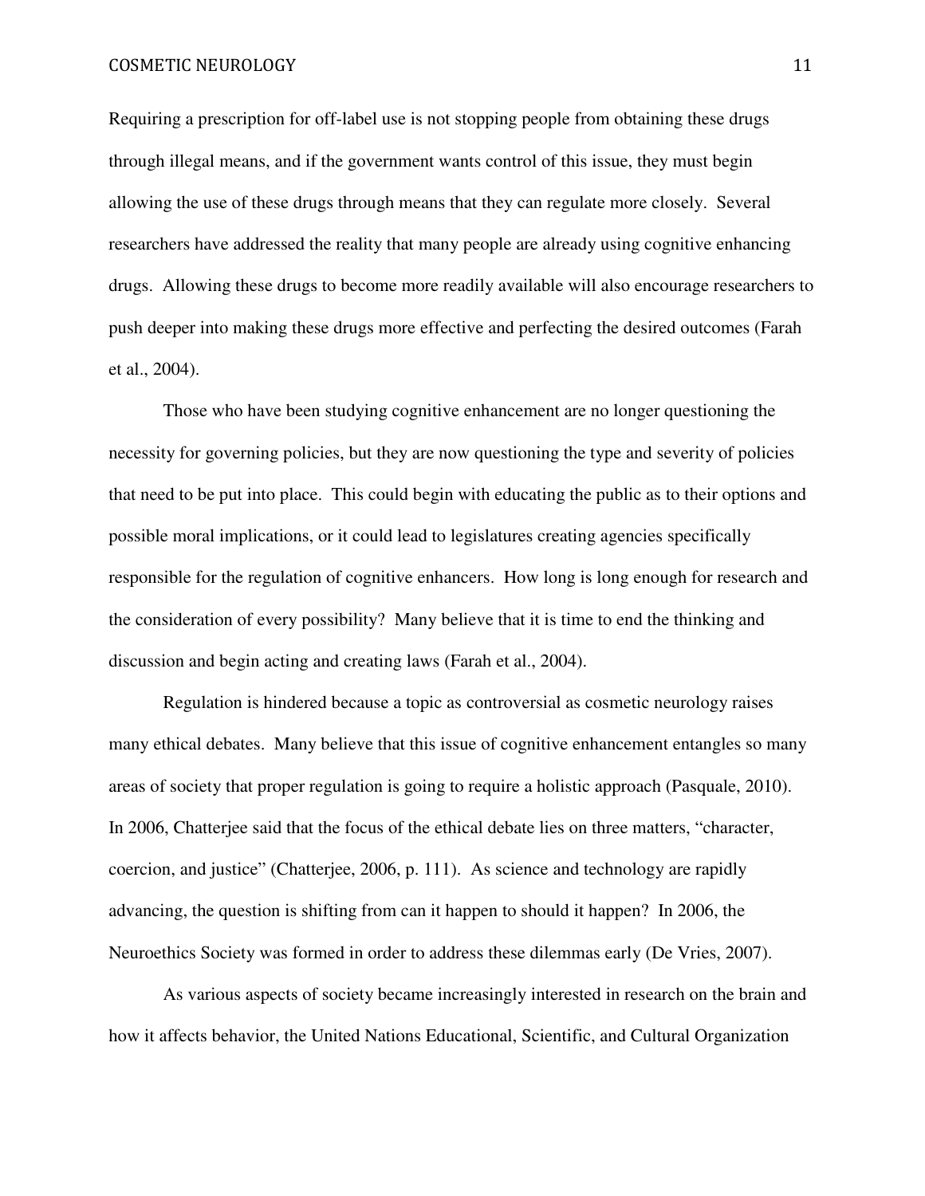Requiring a prescription for off-label use is not stopping people from obtaining these drugs through illegal means, and if the government wants control of this issue, they must begin allowing the use of these drugs through means that they can regulate more closely. Several researchers have addressed the reality that many people are already using cognitive enhancing drugs. Allowing these drugs to become more readily available will also encourage researchers to push deeper into making these drugs more effective and perfecting the desired outcomes (Farah et al., 2004).

Those who have been studying cognitive enhancement are no longer questioning the necessity for governing policies, but they are now questioning the type and severity of policies that need to be put into place. This could begin with educating the public as to their options and possible moral implications, or it could lead to legislatures creating agencies specifically responsible for the regulation of cognitive enhancers. How long is long enough for research and the consideration of every possibility? Many believe that it is time to end the thinking and discussion and begin acting and creating laws (Farah et al., 2004).

Regulation is hindered because a topic as controversial as cosmetic neurology raises many ethical debates. Many believe that this issue of cognitive enhancement entangles so many areas of society that proper regulation is going to require a holistic approach (Pasquale, 2010). In 2006, Chatterjee said that the focus of the ethical debate lies on three matters, "character, coercion, and justice" (Chatterjee, 2006, p. 111). As science and technology are rapidly advancing, the question is shifting from can it happen to should it happen? In 2006, the Neuroethics Society was formed in order to address these dilemmas early (De Vries, 2007).

As various aspects of society became increasingly interested in research on the brain and how it affects behavior, the United Nations Educational, Scientific, and Cultural Organization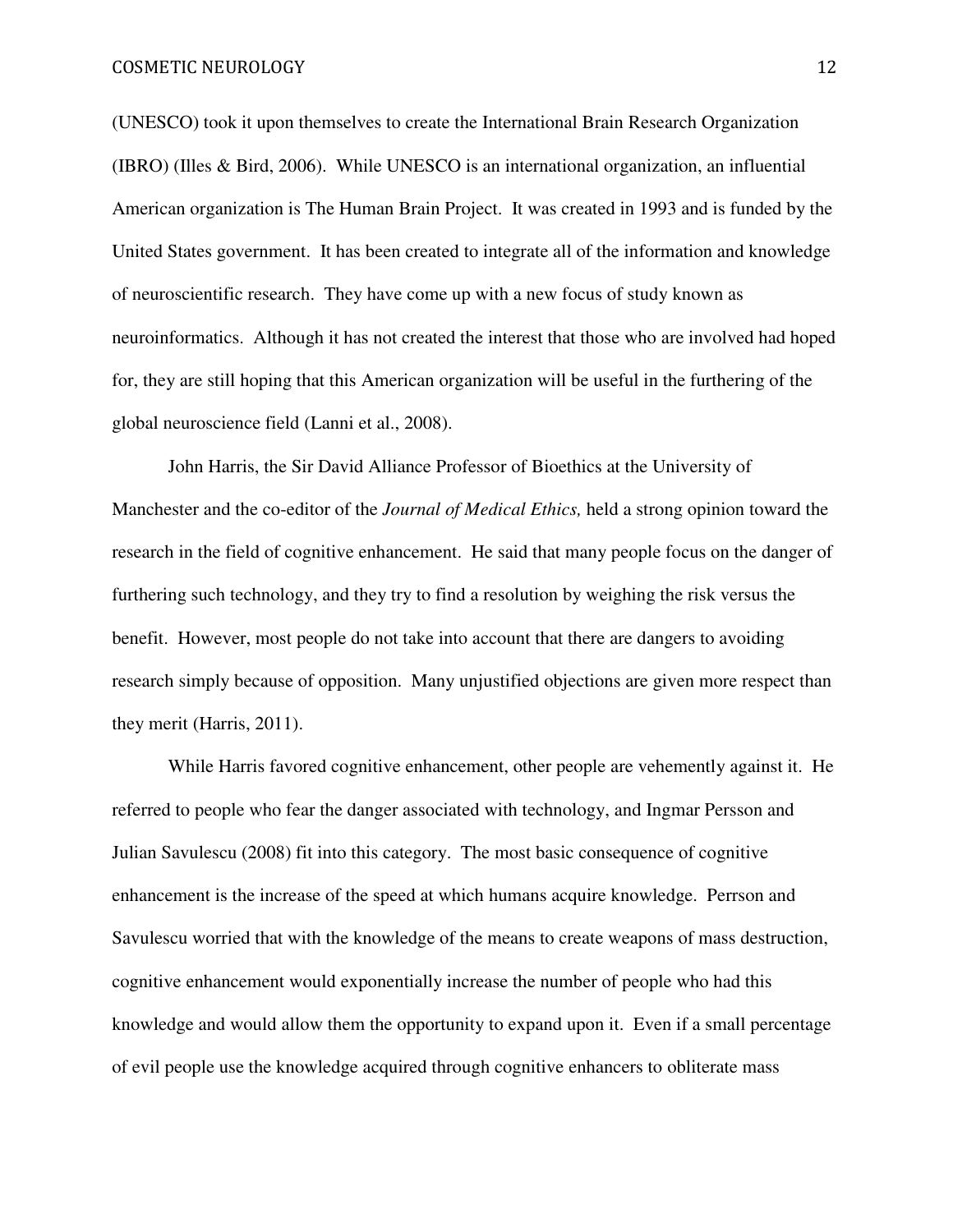(UNESCO) took it upon themselves to create the International Brain Research Organization (IBRO) (Illes & Bird, 2006). While UNESCO is an international organization, an influential American organization is The Human Brain Project. It was created in 1993 and is funded by the United States government. It has been created to integrate all of the information and knowledge of neuroscientific research. They have come up with a new focus of study known as neuroinformatics. Although it has not created the interest that those who are involved had hoped for, they are still hoping that this American organization will be useful in the furthering of the global neuroscience field (Lanni et al., 2008).

John Harris, the Sir David Alliance Professor of Bioethics at the University of Manchester and the co-editor of the *Journal of Medical Ethics,* held a strong opinion toward the research in the field of cognitive enhancement. He said that many people focus on the danger of furthering such technology, and they try to find a resolution by weighing the risk versus the benefit. However, most people do not take into account that there are dangers to avoiding research simply because of opposition. Many unjustified objections are given more respect than they merit (Harris, 2011).

While Harris favored cognitive enhancement, other people are vehemently against it. He referred to people who fear the danger associated with technology, and Ingmar Persson and Julian Savulescu (2008) fit into this category. The most basic consequence of cognitive enhancement is the increase of the speed at which humans acquire knowledge. Perrson and Savulescu worried that with the knowledge of the means to create weapons of mass destruction, cognitive enhancement would exponentially increase the number of people who had this knowledge and would allow them the opportunity to expand upon it. Even if a small percentage of evil people use the knowledge acquired through cognitive enhancers to obliterate mass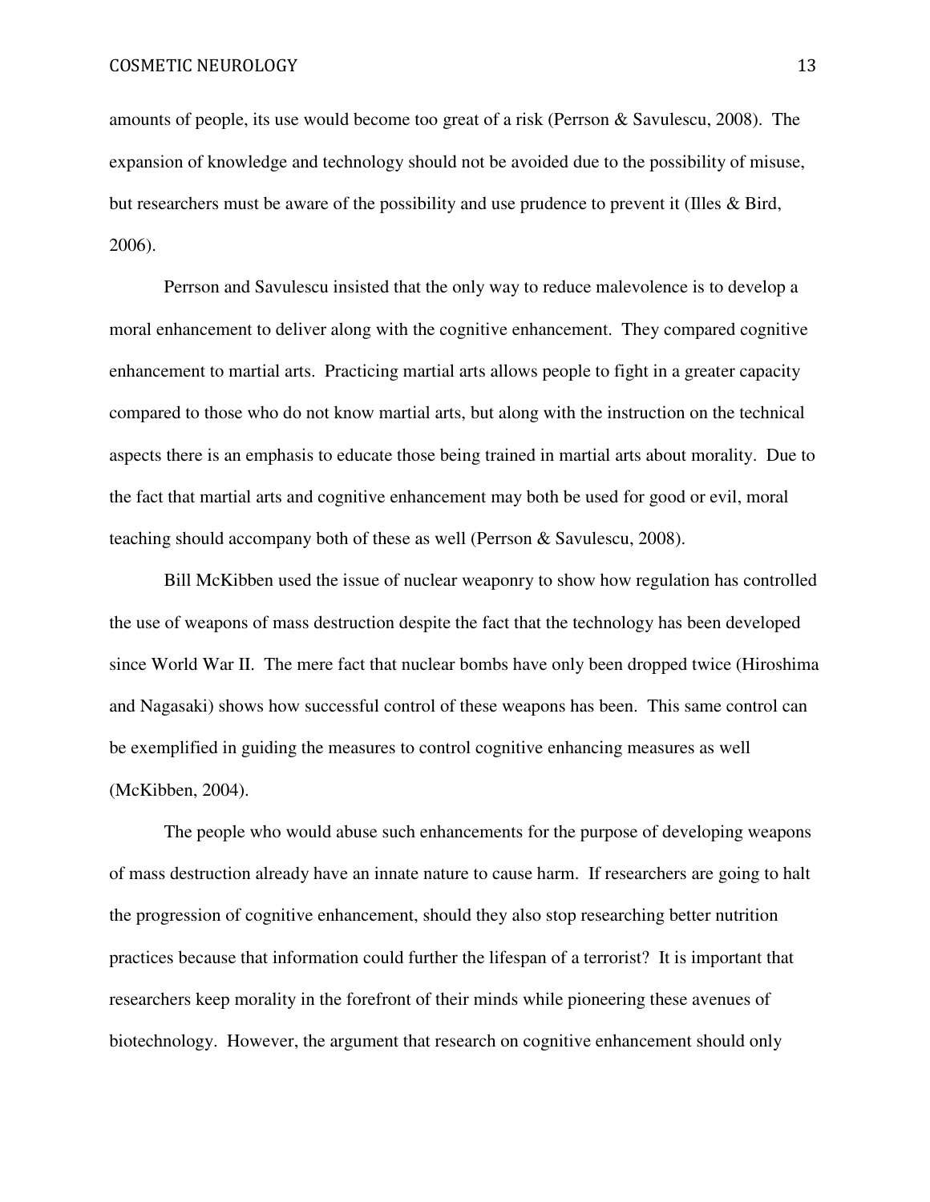amounts of people, its use would become too great of a risk (Perrson & Savulescu, 2008). The expansion of knowledge and technology should not be avoided due to the possibility of misuse, but researchers must be aware of the possibility and use prudence to prevent it (Illes & Bird, 2006).

Perrson and Savulescu insisted that the only way to reduce malevolence is to develop a moral enhancement to deliver along with the cognitive enhancement. They compared cognitive enhancement to martial arts. Practicing martial arts allows people to fight in a greater capacity compared to those who do not know martial arts, but along with the instruction on the technical aspects there is an emphasis to educate those being trained in martial arts about morality. Due to the fact that martial arts and cognitive enhancement may both be used for good or evil, moral teaching should accompany both of these as well (Perrson & Savulescu, 2008).

Bill McKibben used the issue of nuclear weaponry to show how regulation has controlled the use of weapons of mass destruction despite the fact that the technology has been developed since World War II. The mere fact that nuclear bombs have only been dropped twice (Hiroshima and Nagasaki) shows how successful control of these weapons has been. This same control can be exemplified in guiding the measures to control cognitive enhancing measures as well (McKibben, 2004).

The people who would abuse such enhancements for the purpose of developing weapons of mass destruction already have an innate nature to cause harm. If researchers are going to halt the progression of cognitive enhancement, should they also stop researching better nutrition practices because that information could further the lifespan of a terrorist? It is important that researchers keep morality in the forefront of their minds while pioneering these avenues of biotechnology. However, the argument that research on cognitive enhancement should only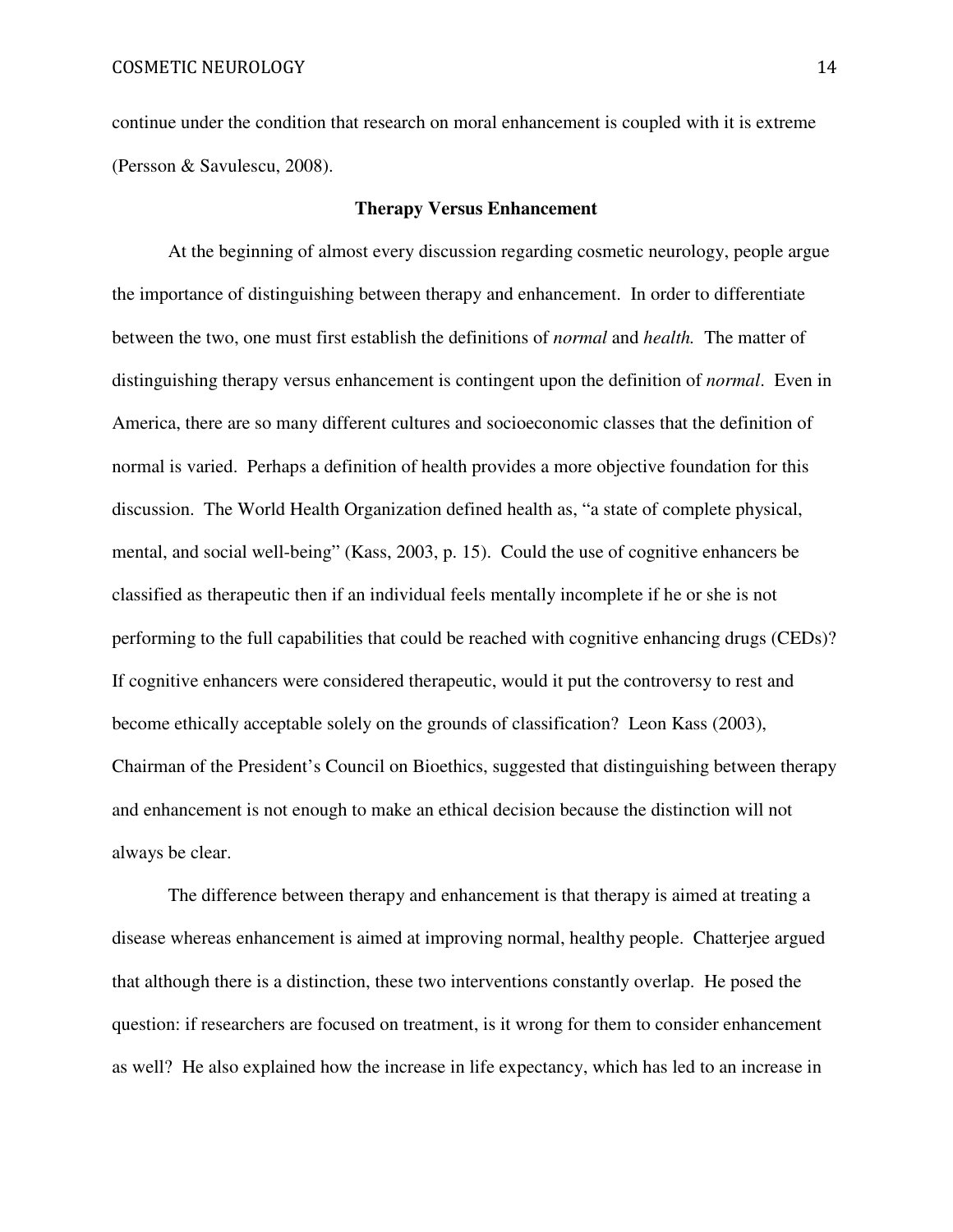continue under the condition that research on moral enhancement is coupled with it is extreme (Persson & Savulescu, 2008).

## Therapy Versus Enhancement

At the beginning of almost every discussion regarding cosmetic neurology, people argue the importance of distinguishing between therapy and enhancement. In order to differentiate between the two, one must first establish the definitions of *normal* and *health.* The matter of distinguishing therapy versus enhancement is contingent upon the definition of *normal*. Even in America, there are so many different cultures and socioeconomic classes that the definition of normal is varied. Perhaps a definition of health provides a more objective foundation for this discussion. The World Health Organization defined health as, "a state of complete physical, mental, and social well-being" (Kass, 2003, p. 15). Could the use of cognitive enhancers be classified as therapeutic then if an individual feels mentally incomplete if he or she is not performing to the full capabilities that could be reached with cognitive enhancing drugs (CEDs)? If cognitive enhancers were considered therapeutic, would it put the controversy to rest and become ethically acceptable solely on the grounds of classification? Leon Kass (2003), Chairman of the President's Council on Bioethics, suggested that distinguishing between therapy and enhancement is not enough to make an ethical decision because the distinction will not always be clear.

The difference between therapy and enhancement is that therapy is aimed at treating a disease whereas enhancement is aimed at improving normal, healthy people. Chatterjee argued that although there is a distinction, these two interventions constantly overlap. He posed the question: if researchers are focused on treatment, is it wrong for them to consider enhancement as well? He also explained how the increase in life expectancy, which has led to an increase in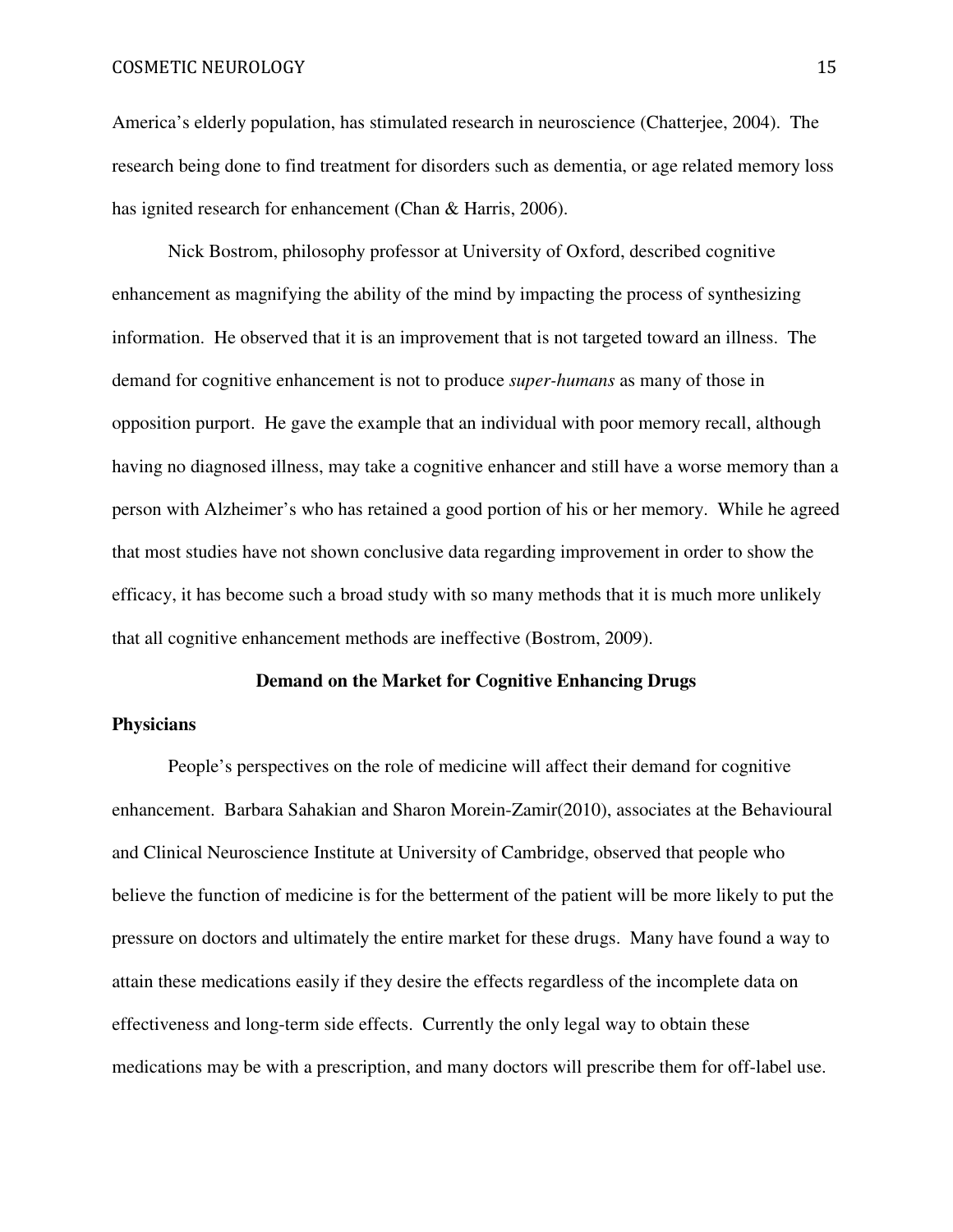America's elderly population, has stimulated research in neuroscience (Chatterjee, 2004). The research being done to find treatment for disorders such as dementia, or age related memory loss has ignited research for enhancement (Chan & Harris, 2006).

Nick Bostrom, philosophy professor at University of Oxford, described cognitive enhancement as magnifying the ability of the mind by impacting the process of synthesizing information. He observed that it is an improvement that is not targeted toward an illness. The demand for cognitive enhancement is not to produce *super-humans* as many of those in opposition purport. He gave the example that an individual with poor memory recall, although having no diagnosed illness, may take a cognitive enhancer and still have a worse memory than a person with Alzheimer's who has retained a good portion of his or her memory. While he agreed that most studies have not shown conclusive data regarding improvement in order to show the efficacy, it has become such a broad study with so many methods that it is much more unlikely that all cognitive enhancement methods are ineffective (Bostrom, 2009).

## Demand on the Market for Cognitive Enhancing Drugs

### Physicians

People's perspectives on the role of medicine will affect their demand for cognitive enhancement. Barbara Sahakian and Sharon Morein-Zamir(2010), associates at the Behavioural and Clinical Neuroscience Institute at University of Cambridge, observed that people who believe the function of medicine is for the betterment of the patient will be more likely to put the pressure on doctors and ultimately the entire market for these drugs. Many have found a way to attain these medications easily if they desire the effects regardless of the incomplete data on effectiveness and long-term side effects. Currently the only legal way to obtain these medications may be with a prescription, and many doctors will prescribe them for off-label use.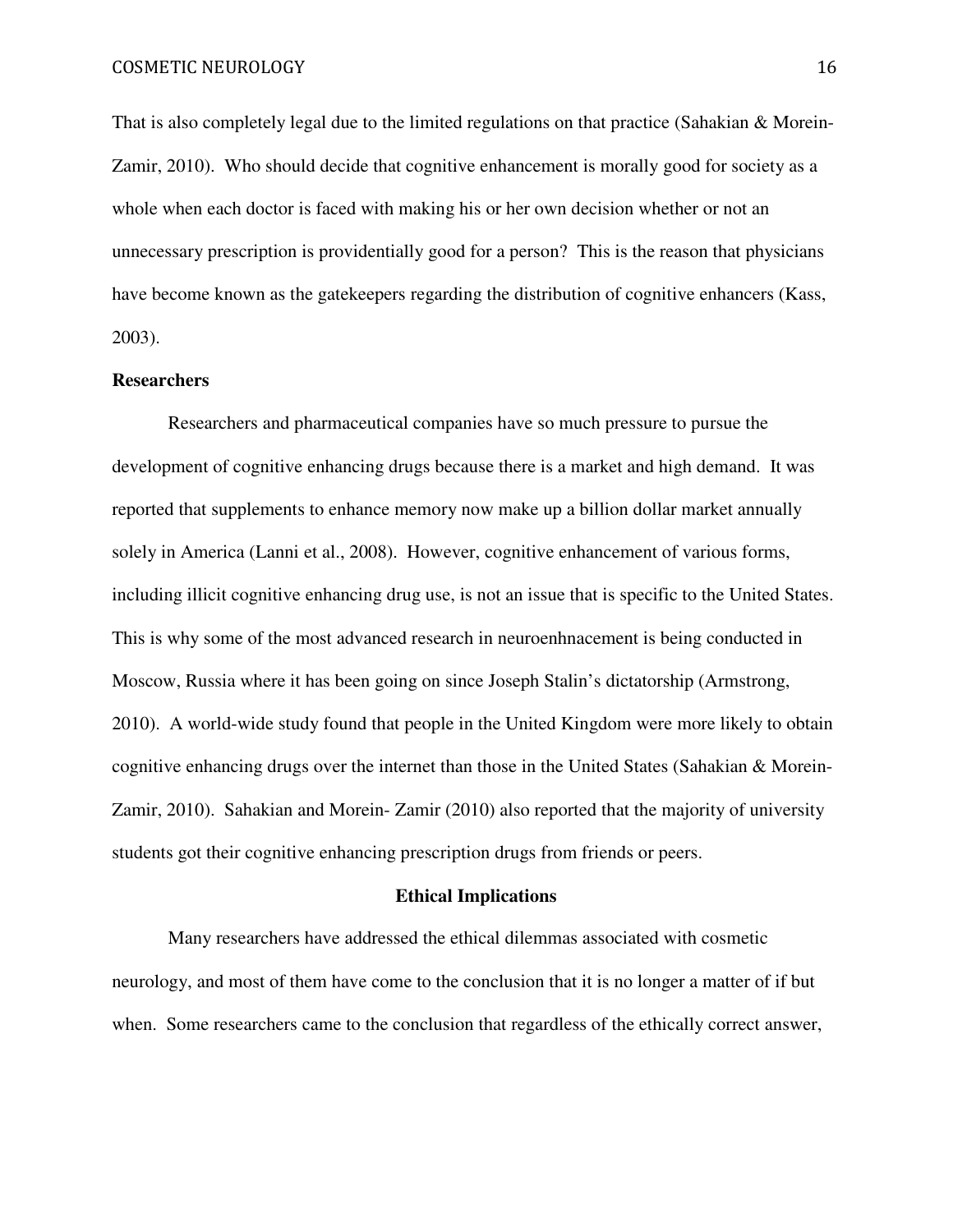That is also completely legal due to the limited regulations on that practice (Sahakian & Morein-Zamir, 2010). Who should decide that cognitive enhancement is morally good for society as a whole when each doctor is faced with making his or her own decision whether or not an unnecessary prescription is providentially good for a person? This is the reason that physicians have become known as the gatekeepers regarding the distribution of cognitive enhancers (Kass, 2003).

**Researchers**

Researchers and pharmaceutical companies have so much pressure to pursue the development of cognitive enhancing drugs because there is a market and high demand. It was reported that supplements to enhance memory now make up a billion dollar market annually solely in America (Lanni et al., 2008). However, cognitive enhancement of various forms, including illicit cognitive enhancing drug use, is not an issue that is specific to the United States. This is why some of the most advanced research in neuroenhnacement is being conducted in Moscow, Russia where it has been going on since Joseph Stalin's dictatorship (Armstrong, 2010). A world-wide study found that people in the United Kingdom were more likely to obtain cognitive enhancing drugs over the internet than those in the United States (Sahakian & Morein-Zamir, 2010). Sahakian and Morein- Zamir (2010) also reported that the majority of university students got their cognitive enhancing prescription drugs from friends or peers.

## Ethical Implications

Many researchers have addressed the ethical dilemmas associated with cosmetic neurology, and most of them have come to the conclusion that it is no longer a matter of if but when. Some researchers came to the conclusion that regardless of the ethically correct answer,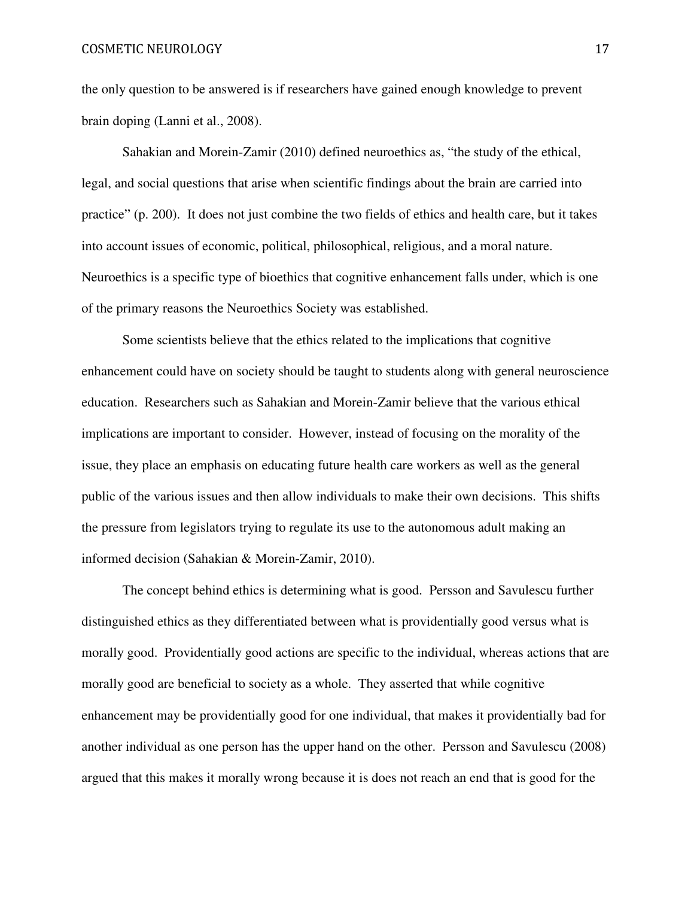the only question to be answered is if researchers have gained enough knowledge to prevent brain doping (Lanni et al., 2008).

Sahakian and Morein-Zamir (2010) defined neuroethics as, "the study of the ethical, legal, and social questions that arise when scientific findings about the brain are carried into practice" (p. 200). It does not just combine the two fields of ethics and health care, but it takes into account issues of economic, political, philosophical, religious, and a moral nature. Neuroethics is a specific type of bioethics that cognitive enhancement falls under, which is one of the primary reasons the Neuroethics Society was established.

Some scientists believe that the ethics related to the implications that cognitive enhancement could have on society should be taught to students along with general neuroscience education. Researchers such as Sahakian and Morein-Zamir believe that the various ethical implications are important to consider. However, instead of focusing on the morality of the issue, they place an emphasis on educating future health care workers as well as the general public of the various issues and then allow individuals to make their own decisions. This shifts the pressure from legislators trying to regulate its use to the autonomous adult making an informed decision (Sahakian & Morein-Zamir, 2010).

The concept behind ethics is determining what is good. Persson and Savulescu further distinguished ethics as they differentiated between what is providentially good versus what is morally good. Providentially good actions are specific to the individual, whereas actions that are morally good are beneficial to society as a whole. They asserted that while cognitive enhancement may be providentially good for one individual, that makes it providentially bad for another individual as one person has the upper hand on the other. Persson and Savulescu (2008) argued that this makes it morally wrong because it is does not reach an end that is good for the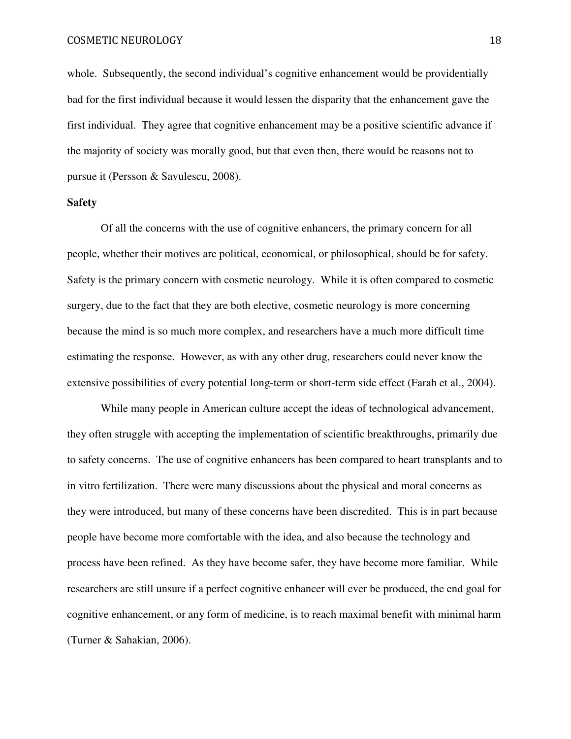whole. Subsequently, the second individual's cognitive enhancement would be providentially bad for the first individual because it would lessen the disparity that the enhancement gave the first individual. They agree that cognitive enhancement may be a positive scientific advance if the majority of society was morally good, but that even then, there would be reasons not to pursue it (Persson & Savulescu, 2008).

**Safety**

Of all the concerns with the use of cognitive enhancers, the primary concern for all people, whether their motives are political, economical, or philosophical, should be for safety. Safety is the primary concern with cosmetic neurology. While it is often compared to cosmetic surgery, due to the fact that they are both elective, cosmetic neurology is more concerning because the mind is so much more complex, and researchers have a much more difficult time estimating the response. However, as with any other drug, researchers could never know the extensive possibilities of every potential long-term or short-term side effect (Farah et al., 2004).

While many people in American culture accept the ideas of technological advancement, they often struggle with accepting the implementation of scientific breakthroughs, primarily due to safety concerns. The use of cognitive enhancers has been compared to heart transplants and to in vitro fertilization. There were many discussions about the physical and moral concerns as they were introduced, but many of these concerns have been discredited. This is in part because people have become more comfortable with the idea, and also because the technology and process have been refined. As they have become safer, they have become more familiar. While researchers are still unsure if a perfect cognitive enhancer will ever be produced, the end goal for cognitive enhancement, or any form of medicine, is to reach maximal benefit with minimal harm (Turner & Sahakian, 2006).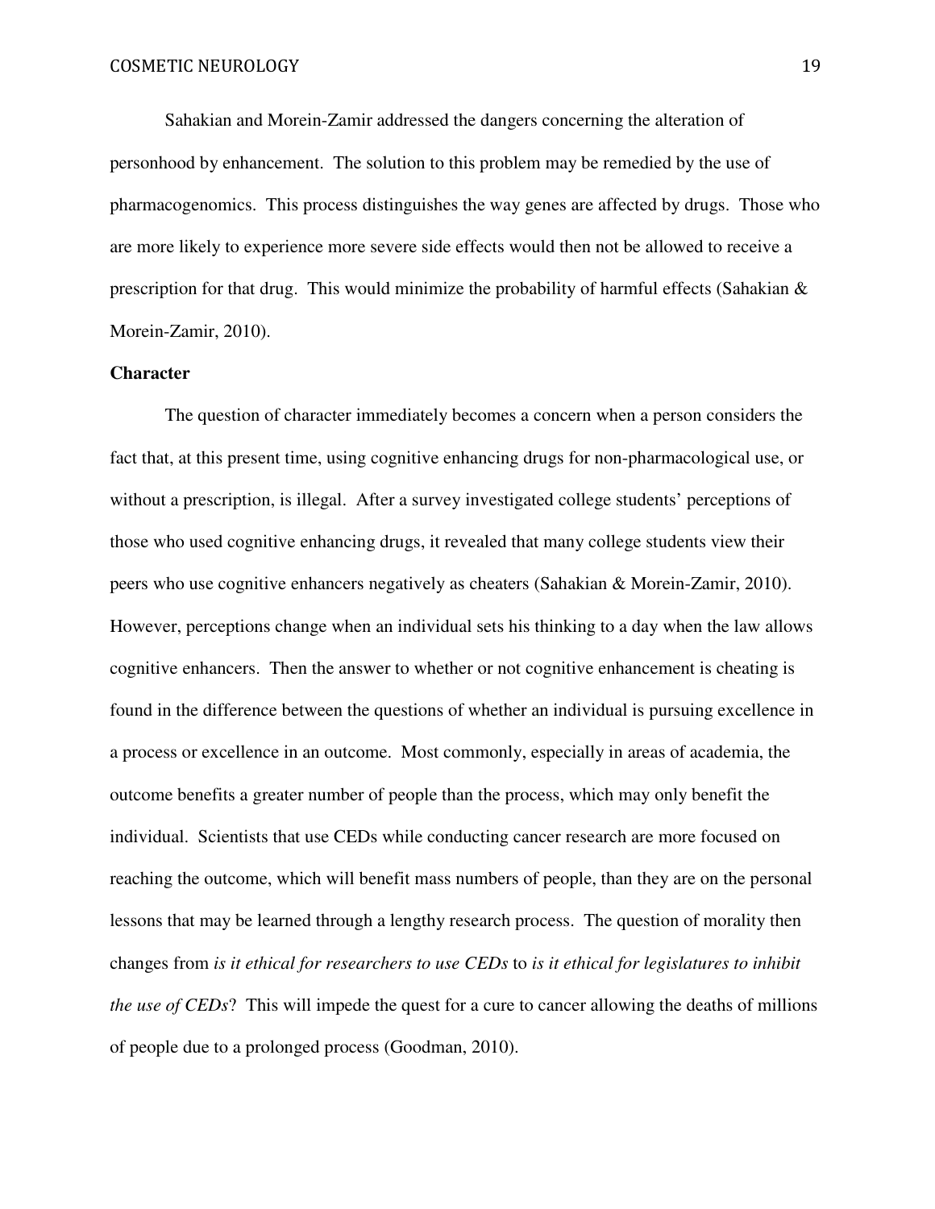Sahakian and Morein-Zamir addressed the dangers concerning the alteration of personhood by enhancement. The solution to this problem may be remedied by the use of pharmacogenomics. This process distinguishes the way genes are affected by drugs. Those who are more likely to experience more severe side effects would then not be allowed to receive a prescription for that drug. This would minimize the probability of harmful effects (Sahakian & Morein-Zamir, 2010).

**Character**

The question of character immediately becomes a concern when a person considers the fact that, at this present time, using cognitive enhancing drugs for non-pharmacological use, or without a prescription, is illegal. After a survey investigated college students' perceptions of those who used cognitive enhancing drugs, it revealed that many college students view their peers who use cognitive enhancers negatively as cheaters (Sahakian & Morein-Zamir, 2010). However, perceptions change when an individual sets his thinking to a day when the law allows cognitive enhancers. Then the answer to whether or not cognitive enhancement is cheating is found in the difference between the questions of whether an individual is pursuing excellence in a process or excellence in an outcome. Most commonly, especially in areas of academia, the outcome benefits a greater number of people than the process, which may only benefit the individual. Scientists that use CEDs while conducting cancer research are more focused on reaching the outcome, which will benefit mass numbers of people, than they are on the personal lessons that may be learned through a lengthy research process. The question of morality then changes from *is it ethical for researchers to use CEDs* to *is it ethical for legislatures to inhibit the use of CEDs*? This will impede the quest for a cure to cancer allowing the deaths of millions of people due to a prolonged process (Goodman, 2010).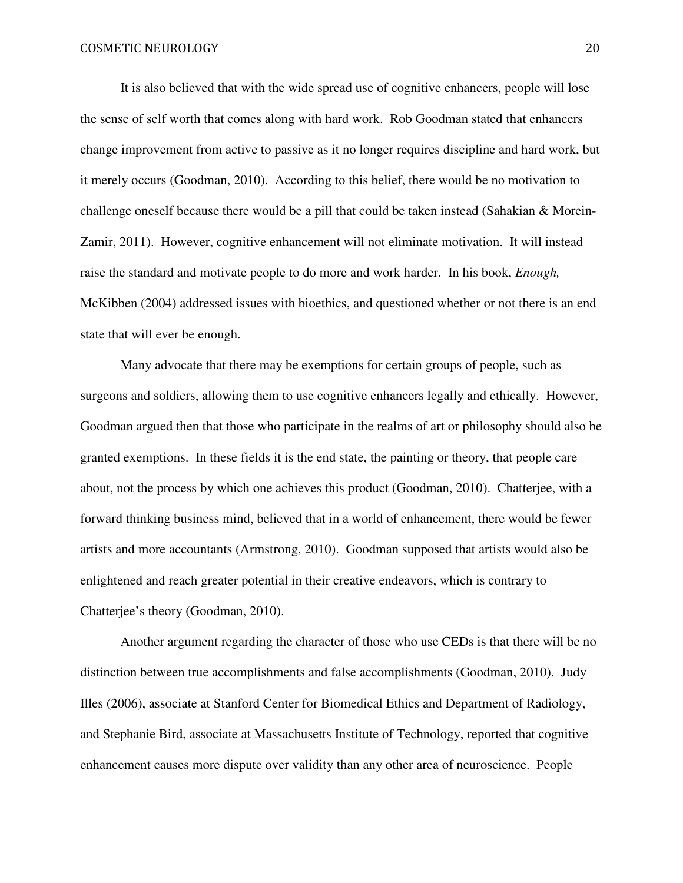It is also believed that with the wide spread use of cognitive enhancers, people will lose the sense of self worth that comes along with hard work. Rob Goodman stated that enhancers change improvement from active to passive as it no longer requires discipline and hard work, but it merely occurs (Goodman, 2010). According to this belief, there would be no motivation to challenge oneself because there would be a pill that could be taken instead (Sahakian & Morein-Zamir, 2011). However, cognitive enhancement will not eliminate motivation. It will instead raise the standard and motivate people to do more and work harder. In his book, *Enough,* McKibben (2004) addressed issues with bioethics, and questioned whether or not there is an end state that will ever be enough.

Many advocate that there may be exemptions for certain groups of people, such as surgeons and soldiers, allowing them to use cognitive enhancers legally and ethically. However, Goodman argued then that those who participate in the realms of art or philosophy should also be granted exemptions. In these fields it is the end state, the painting or theory, that people care about, not the process by which one achieves this product (Goodman, 2010). Chatterjee, with a forward thinking business mind, believed that in a world of enhancement, there would be fewer artists and more accountants (Armstrong, 2010). Goodman supposed that artists would also be enlightened and reach greater potential in their creative endeavors, which is contrary to Chatterjee's theory (Goodman, 2010).

Another argument regarding the character of those who use CEDs is that there will be no distinction between true accomplishments and false accomplishments (Goodman, 2010). Judy Illes (2006), associate at Stanford Center for Biomedical Ethics and Department of Radiology, and Stephanie Bird, associate at Massachusetts Institute of Technology, reported that cognitive enhancement causes more dispute over validity than any other area of neuroscience. People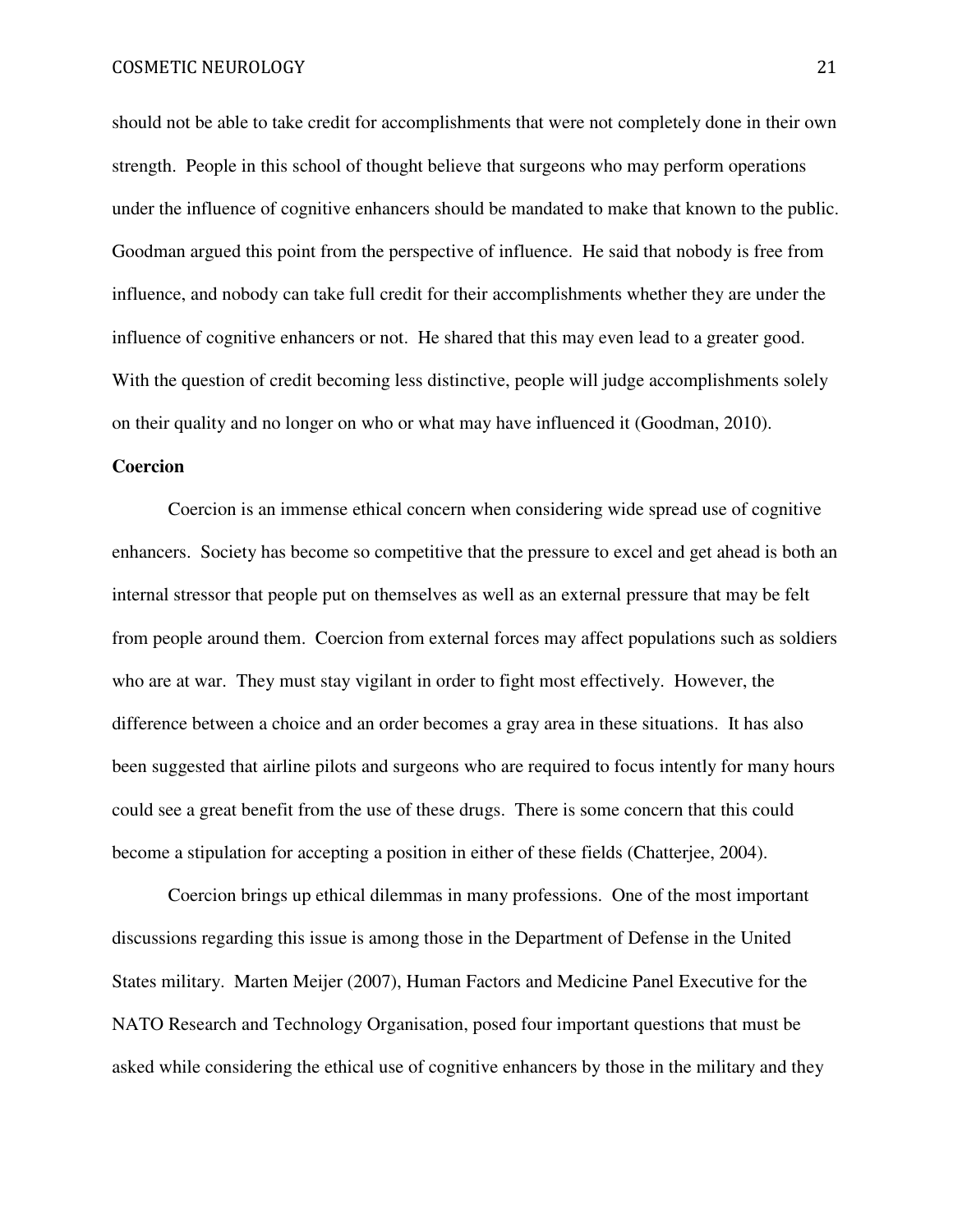should not be able to take credit for accomplishments that were not completely done in their own strength. People in this school of thought believe that surgeons who may perform operations under the influence of cognitive enhancers should be mandated to make that known to the public. Goodman argued this point from the perspective of influence. He said that nobody is free from influence, and nobody can take full credit for their accomplishments whether they are under the influence of cognitive enhancers or not. He shared that this may even lead to a greater good. With the question of credit becoming less distinctive, people will judge accomplishments solely on their quality and no longer on who or what may have influenced it (Goodman, 2010).

**Coercion**

Coercion is an immense ethical concern when considering wide spread use of cognitive enhancers. Society has become so competitive that the pressure to excel and get ahead is both an internal stressor that people put on themselves as well as an external pressure that may be felt from people around them. Coercion from external forces may affect populations such as soldiers who are at war. They must stay vigilant in order to fight most effectively. However, the difference between a choice and an order becomes a gray area in these situations. It has also been suggested that airline pilots and surgeons who are required to focus intently for many hours could see a great benefit from the use of these drugs. There is some concern that this could become a stipulation for accepting a position in either of these fields (Chatterjee, 2004).

Coercion brings up ethical dilemmas in many professions. One of the most important discussions regarding this issue is among those in the Department of Defense in the United States military. Marten Meijer (2007), Human Factors and Medicine Panel Executive for the NATO Research and Technology Organisation, posed four important questions that must be asked while considering the ethical use of cognitive enhancers by those in the military and they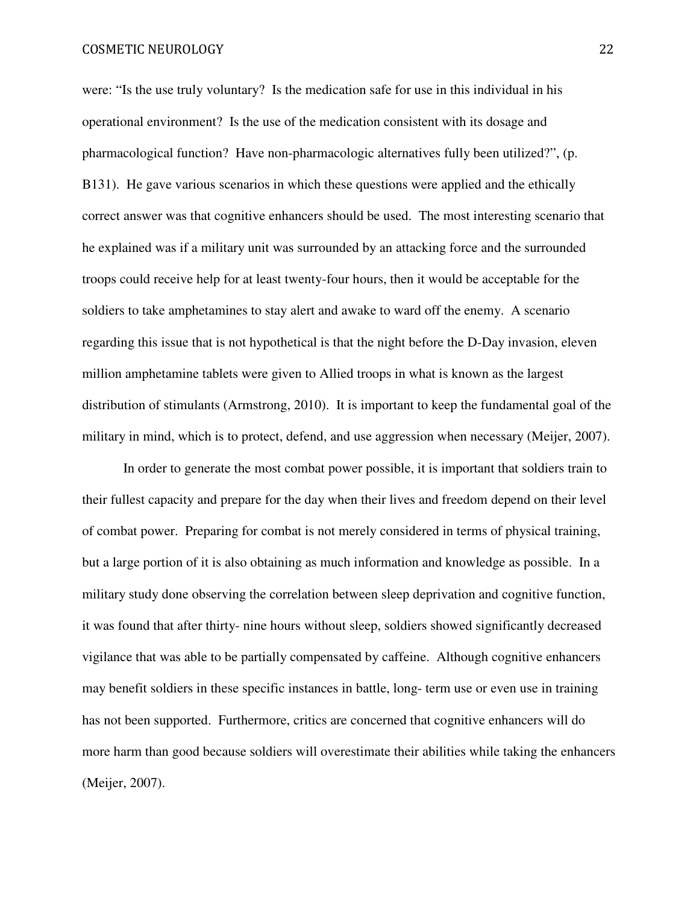were: “Is the use truly voluntary? Is the medication safe for use in this individual in his operational environment? Is the use of the medication consistent with its dosage and pharmacological function? Have non-pharmacologic alternatives fully been utilized?”, (p. B131). He gave various scenarios in which these questions were applied and the ethically correct answer was that cognitive enhancers should be used. The most interesting scenario that he explained was if a military unit was surrounded by an attacking force and the surrounded troops could receive help for at least twenty-four hours, then it would be acceptable for the soldiers to take amphetamines to stay alert and awake to ward off the enemy. A scenario regarding this issue that is not hypothetical is that the night before the D-Day invasion, eleven million amphetamine tablets were given to Allied troops in what is known as the largest distribution of stimulants (Armstrong, 2010). It is important to keep the fundamental goal of the military in mind, which is to protect, defend, and use aggression when necessary (Meijer, 2007).

In order to generate the most combat power possible, it is important that soldiers train to their fullest capacity and prepare for the day when their lives and freedom depend on their level of combat power. Preparing for combat is not merely considered in terms of physical training, but a large portion of it is also obtaining as much information and knowledge as possible. In a military study done observing the correlation between sleep deprivation and cognitive function, it was found that after thirty- nine hours without sleep, soldiers showed significantly decreased vigilance that was able to be partially compensated by caffeine. Although cognitive enhancers may benefit soldiers in these specific instances in battle, long- term use or even use in training has not been supported. Furthermore, critics are concerned that cognitive enhancers will do more harm than good because soldiers will overestimate their abilities while taking the enhancers (Meijer, 2007).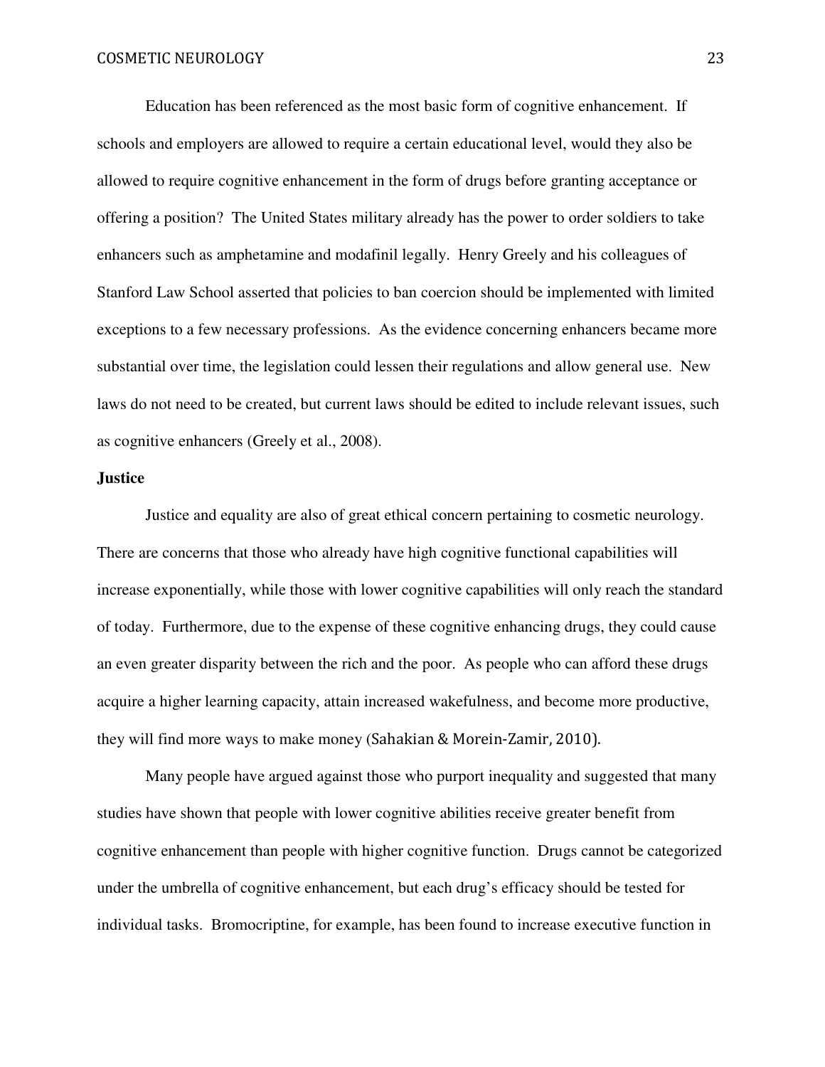Education has been referenced as the most basic form of cognitive enhancement. If schools and employers are allowed to require a certain educational level, would they also be allowed to require cognitive enhancement in the form of drugs before granting acceptance or offering a position? The United States military already has the power to order soldiers to take enhancers such as amphetamine and modafinil legally. Henry Greely and his colleagues of Stanford Law School asserted that policies to ban coercion should be implemented with limited exceptions to a few necessary professions. As the evidence concerning enhancers became more substantial over time, the legislation could lessen their regulations and allow general use. New laws do not need to be created, but current laws should be edited to include relevant issues, such as cognitive enhancers (Greely et al., 2008).

**Justice**

Justice and equality are also of great ethical concern pertaining to cosmetic neurology. There are concerns that those who already have high cognitive functional capabilities will increase exponentially, while those with lower cognitive capabilities will only reach the standard of today. Furthermore, due to the expense of these cognitive enhancing drugs, they could cause an even greater disparity between the rich and the poor. As people who can afford these drugs acquire a higher learning capacity, attain increased wakefulness, and become more productive, they will find more ways to make money (Sahakian & Morein-Zamir, 2010).

Many people have argued against those who purport inequality and suggested that many studies have shown that people with lower cognitive abilities receive greater benefit from cognitive enhancement than people with higher cognitive function. Drugs cannot be categorized under the umbrella of cognitive enhancement, but each drug's efficacy should be tested for individual tasks. Bromocriptine, for example, has been found to increase executive function in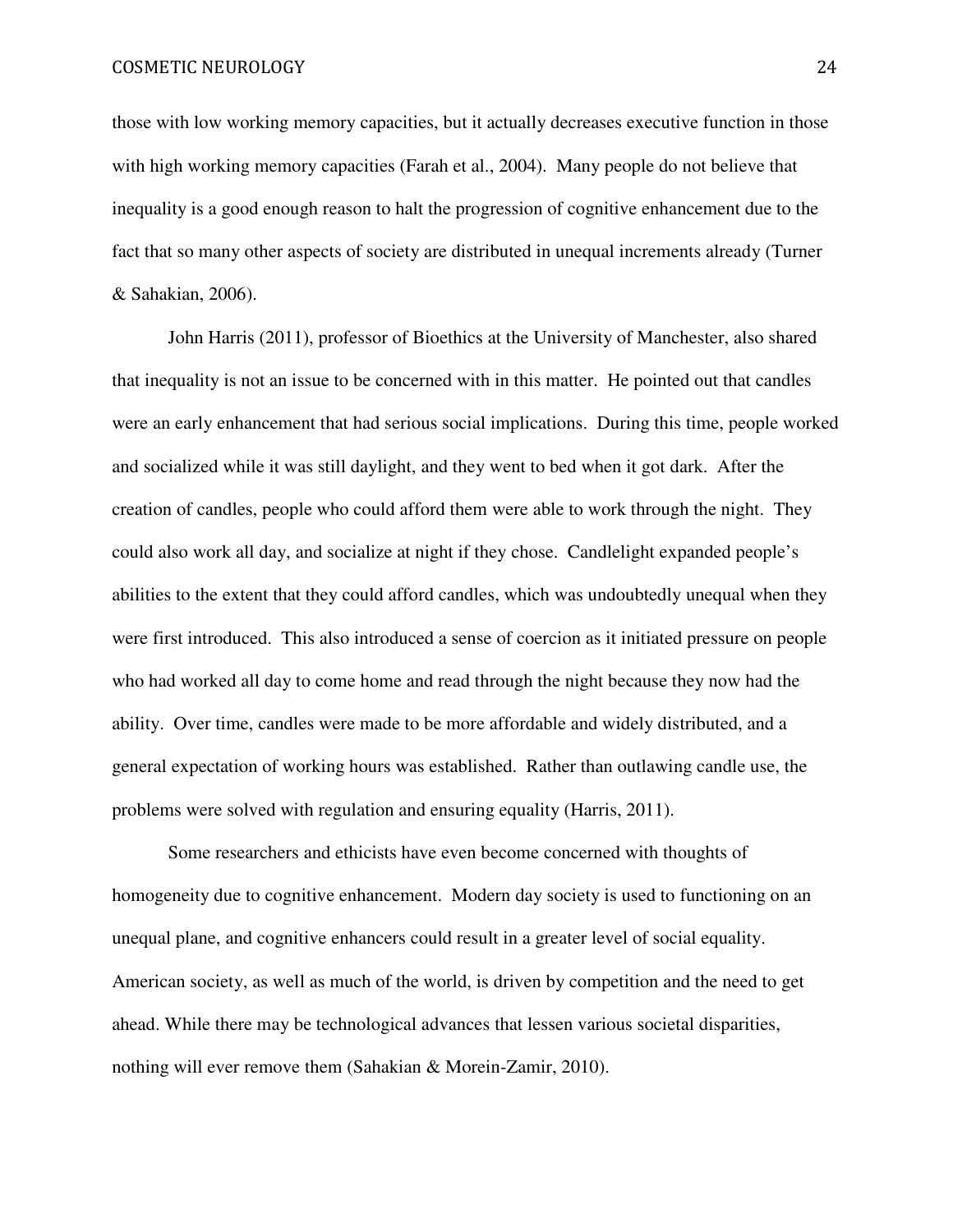those with low working memory capacities, but it actually decreases executive function in those with high working memory capacities (Farah et al., 2004). Many people do not believe that inequality is a good enough reason to halt the progression of cognitive enhancement due to the fact that so many other aspects of society are distributed in unequal increments already (Turner & Sahakian, 2006).

John Harris (2011), professor of Bioethics at the University of Manchester, also shared that inequality is not an issue to be concerned with in this matter. He pointed out that candles were an early enhancement that had serious social implications. During this time, people worked and socialized while it was still daylight, and they went to bed when it got dark. After the creation of candles, people who could afford them were able to work through the night. They could also work all day, and socialize at night if they chose. Candlelight expanded people's abilities to the extent that they could afford candles, which was undoubtedly unequal when they were first introduced. This also introduced a sense of coercion as it initiated pressure on people who had worked all day to come home and read through the night because they now had the ability. Over time, candles were made to be more affordable and widely distributed, and a general expectation of working hours was established. Rather than outlawing candle use, the problems were solved with regulation and ensuring equality (Harris, 2011).

Some researchers and ethicists have even become concerned with thoughts of homogeneity due to cognitive enhancement. Modern day society is used to functioning on an unequal plane, and cognitive enhancers could result in a greater level of social equality. American society, as well as much of the world, is driven by competition and the need to get ahead. While there may be technological advances that lessen various societal disparities, nothing will ever remove them (Sahakian & Morein-Zamir, 2010).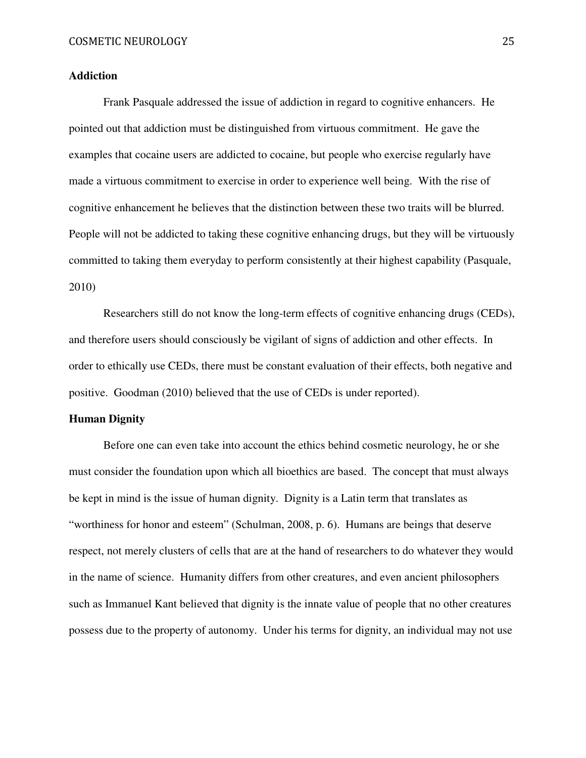## Addiction

Frank Pasquale addressed the issue of addiction in regard to cognitive enhancers. He pointed out that addiction must be distinguished from virtuous commitment. He gave the examples that cocaine users are addicted to cocaine, but people who exercise regularly have made a virtuous commitment to exercise in order to experience well being. With the rise of cognitive enhancement he believes that the distinction between these two traits will be blurred. People will not be addicted to taking these cognitive enhancing drugs, but they will be virtuously committed to taking them everyday to perform consistently at their highest capability (Pasquale, 2010)

Researchers still do not know the long-term effects of cognitive enhancing drugs (CEDs), and therefore users should consciously be vigilant of signs of addiction and other effects. In order to ethically use CEDs, there must be constant evaluation of their effects, both negative and positive. Goodman (2010) believed that the use of CEDs is under reported).

## Human Dignity

Before one can even take into account the ethics behind cosmetic neurology, he or she must consider the foundation upon which all bioethics are based. The concept that must always be kept in mind is the issue of human dignity. Dignity is a Latin term that translates as "worthiness for honor and esteem" (Schulman, 2008, p. 6). Humans are beings that deserve respect, not merely clusters of cells that are at the hand of researchers to do whatever they would in the name of science. Humanity differs from other creatures, and even ancient philosophers such as Immanuel Kant believed that dignity is the innate value of people that no other creatures possess due to the property of autonomy. Under his terms for dignity, an individual may not use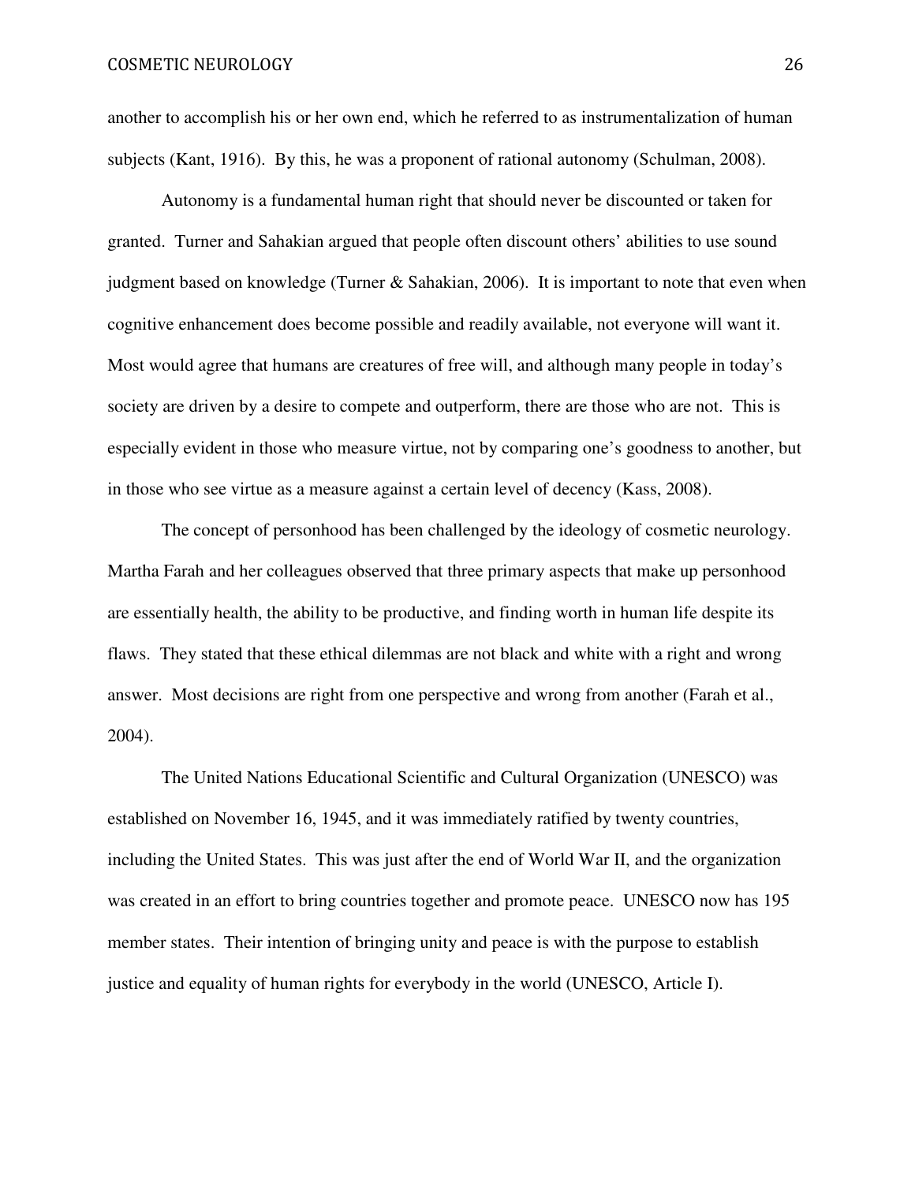another to accomplish his or her own end, which he referred to as instrumentalization of human subjects (Kant, 1916). By this, he was a proponent of rational autonomy (Schulman, 2008).

Autonomy is a fundamental human right that should never be discounted or taken for granted. Turner and Sahakian argued that people often discount others' abilities to use sound judgment based on knowledge (Turner & Sahakian, 2006). It is important to note that even when cognitive enhancement does become possible and readily available, not everyone will want it. Most would agree that humans are creatures of free will, and although many people in today's society are driven by a desire to compete and outperform, there are those who are not. This is especially evident in those who measure virtue, not by comparing one's goodness to another, but in those who see virtue as a measure against a certain level of decency (Kass, 2008).

The concept of personhood has been challenged by the ideology of cosmetic neurology. Martha Farah and her colleagues observed that three primary aspects that make up personhood are essentially health, the ability to be productive, and finding worth in human life despite its flaws. They stated that these ethical dilemmas are not black and white with a right and wrong answer. Most decisions are right from one perspective and wrong from another (Farah et al., 2004).

The United Nations Educational Scientific and Cultural Organization (UNESCO) was established on November 16, 1945, and it was immediately ratified by twenty countries, including the United States. This was just after the end of World War II, and the organization was created in an effort to bring countries together and promote peace. UNESCO now has 195 member states. Their intention of bringing unity and peace is with the purpose to establish justice and equality of human rights for everybody in the world (UNESCO, Article I).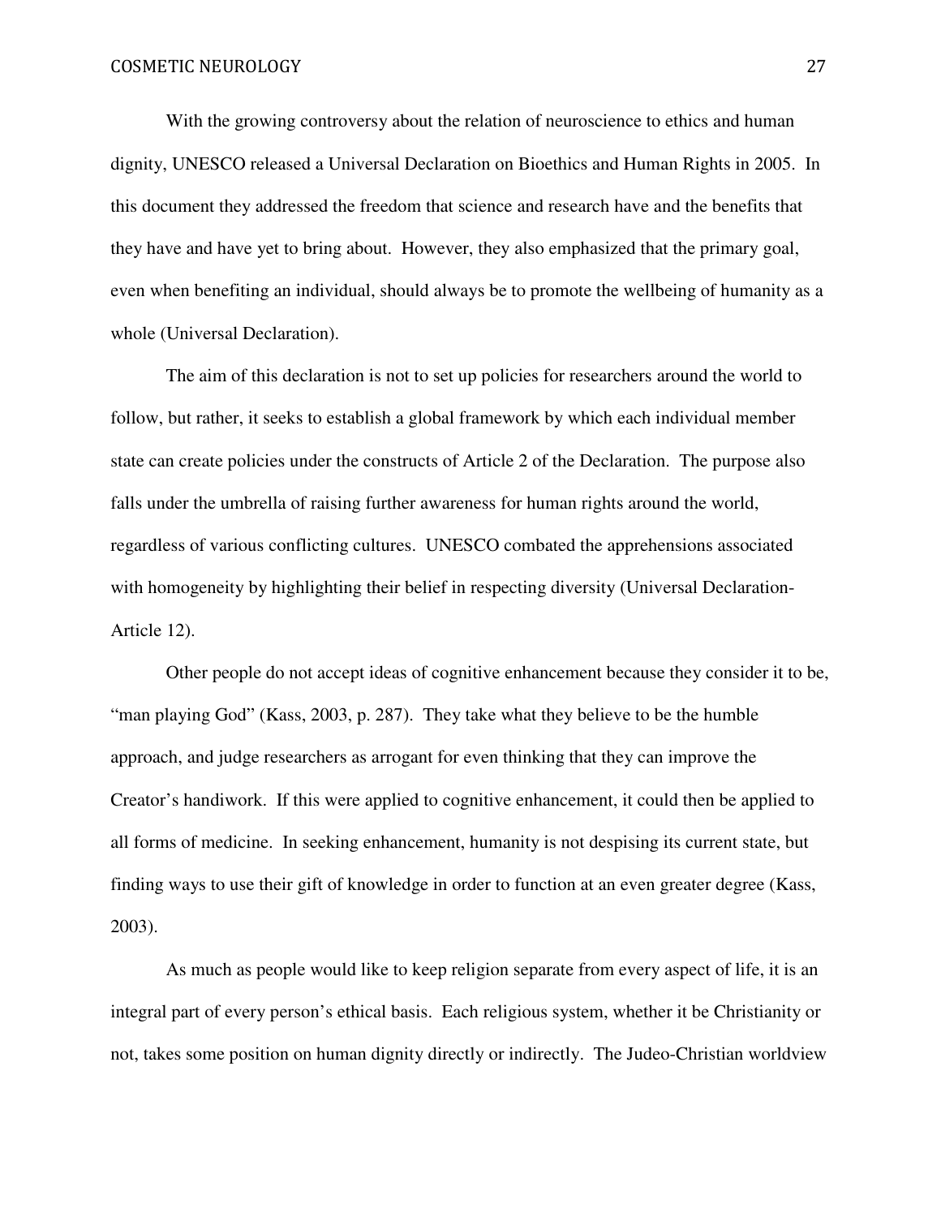With the growing controversy about the relation of neuroscience to ethics and human dignity, UNESCO released a Universal Declaration on Bioethics and Human Rights in 2005. In this document they addressed the freedom that science and research have and the benefits that they have and have yet to bring about. However, they also emphasized that the primary goal, even when benefiting an individual, should always be to promote the wellbeing of humanity as a whole (Universal Declaration).

The aim of this declaration is not to set up policies for researchers around the world to follow, but rather, it seeks to establish a global framework by which each individual member state can create policies under the constructs of Article 2 of the Declaration. The purpose also falls under the umbrella of raising further awareness for human rights around the world, regardless of various conflicting cultures. UNESCO combated the apprehensions associated with homogeneity by highlighting their belief in respecting diversity (Universal Declaration-Article 12).

Other people do not accept ideas of cognitive enhancement because they consider it to be, "man playing God" (Kass, 2003, p. 287). They take what they believe to be the humble approach, and judge researchers as arrogant for even thinking that they can improve the Creator's handiwork. If this were applied to cognitive enhancement, it could then be applied to all forms of medicine. In seeking enhancement, humanity is not despising its current state, but finding ways to use their gift of knowledge in order to function at an even greater degree (Kass, 2003).

As much as people would like to keep religion separate from every aspect of life, it is an integral part of every person's ethical basis. Each religious system, whether it be Christianity or not, takes some position on human dignity directly or indirectly. The Judeo-Christian worldview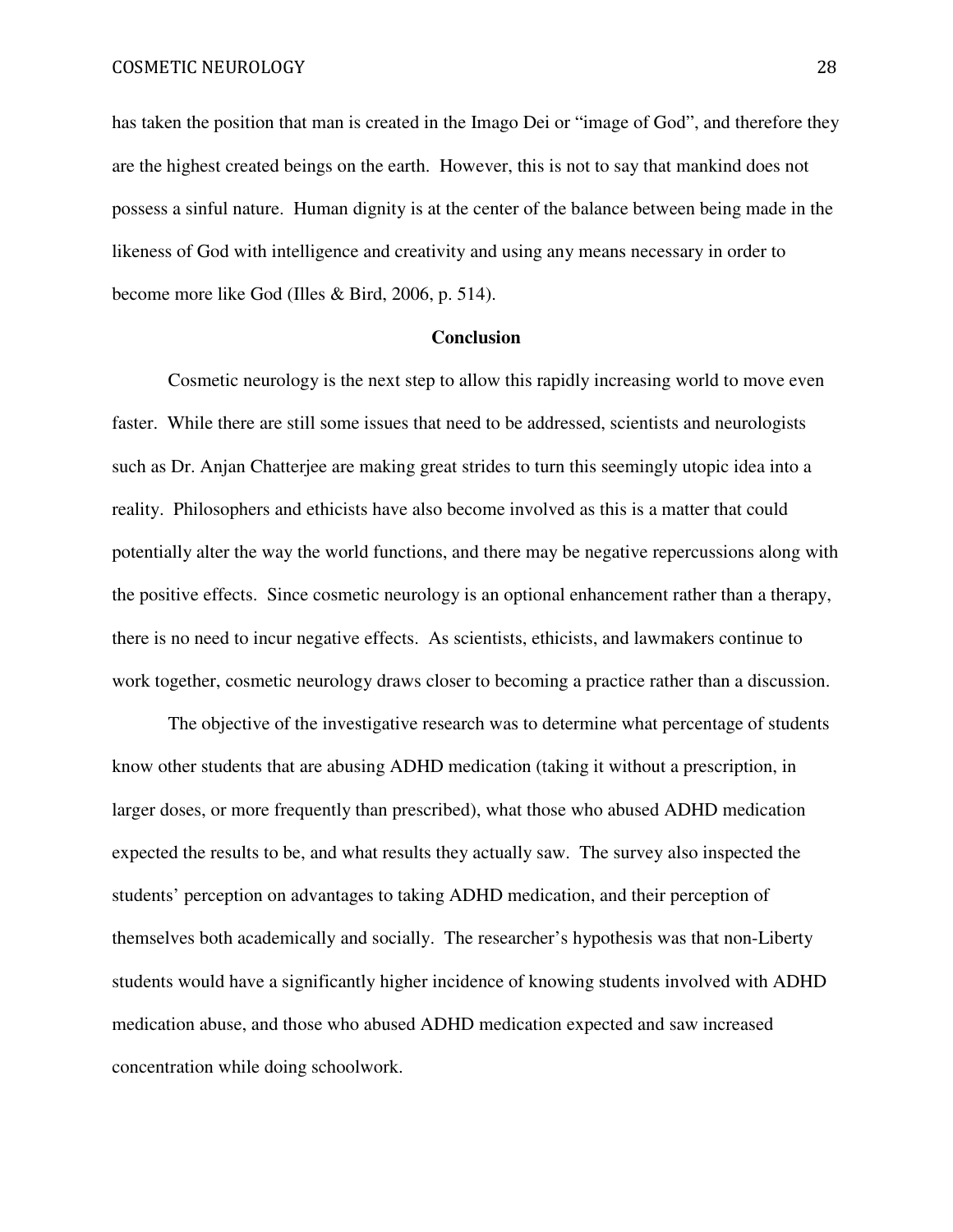has taken the position that man is created in the Imago Dei or "image of God", and therefore they are the highest created beings on the earth. However, this is not to say that mankind does not possess a sinful nature. Human dignity is at the center of the balance between being made in the likeness of God with intelligence and creativity and using any means necessary in order to become more like God (Illes & Bird, 2006, p. 514).

## Conclusion

Cosmetic neurology is the next step to allow this rapidly increasing world to move even faster. While there are still some issues that need to be addressed, scientists and neurologists such as Dr. Anjan Chatterjee are making great strides to turn this seemingly utopic idea into a reality. Philosophers and ethicists have also become involved as this is a matter that could potentially alter the way the world functions, and there may be negative repercussions along with the positive effects. Since cosmetic neurology is an optional enhancement rather than a therapy, there is no need to incur negative effects. As scientists, ethicists, and lawmakers continue to work together, cosmetic neurology draws closer to becoming a practice rather than a discussion.

The objective of the investigative research was to determine what percentage of students know other students that are abusing ADHD medication (taking it without a prescription, in larger doses, or more frequently than prescribed), what those who abused ADHD medication expected the results to be, and what results they actually saw. The survey also inspected the students' perception on advantages to taking ADHD medication, and their perception of themselves both academically and socially. The researcher's hypothesis was that non-Liberty students would have a significantly higher incidence of knowing students involved with ADHD medication abuse, and those who abused ADHD medication expected and saw increased concentration while doing schoolwork.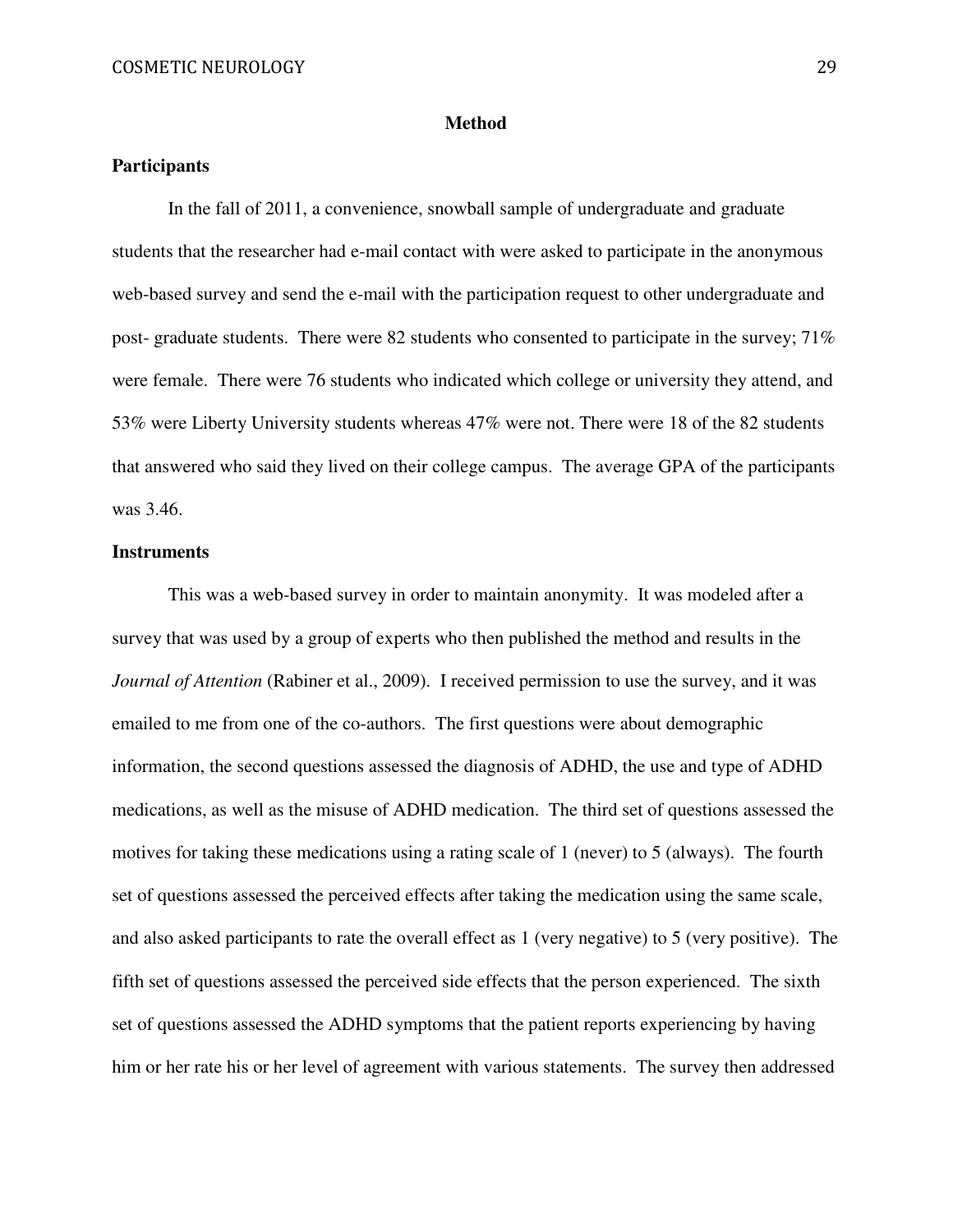## Method

### Participants

In the fall of 2011, a convenience, snowball sample of undergraduate and graduate students that the researcher had e-mail contact with were asked to participate in the anonymous web-based survey and send the e-mail with the participation request to other undergraduate and post- graduate students. There were 82 students who consented to participate in the survey; 71% were female. There were 76 students who indicated which college or university they attend, and 53% were Liberty University students whereas 47% were not. There were 18 of the 82 students that answered who said they lived on their college campus. The average GPA of the participants was 3.46.

### Instruments

This was a web-based survey in order to maintain anonymity. It was modeled after a survey that was used by a group of experts who then published the method and results in the *Journal of Attention* (Rabiner et al., 2009). I received permission to use the survey, and it was emailed to me from one of the co-authors. The first questions were about demographic information, the second questions assessed the diagnosis of ADHD, the use and type of ADHD medications, as well as the misuse of ADHD medication. The third set of questions assessed the motives for taking these medications using a rating scale of 1 (never) to 5 (always). The fourth set of questions assessed the perceived effects after taking the medication using the same scale, and also asked participants to rate the overall effect as 1 (very negative) to 5 (very positive). The fifth set of questions assessed the perceived side effects that the person experienced. The sixth set of questions assessed the ADHD symptoms that the patient reports experiencing by having him or her rate his or her level of agreement with various statements. The survey then addressed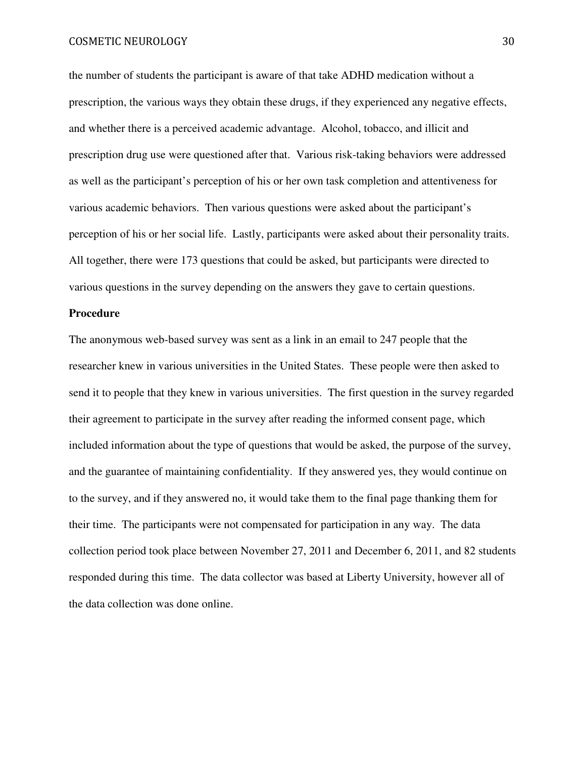the number of students the participant is aware of that take ADHD medication without a prescription, the various ways they obtain these drugs, if they experienced any negative effects, and whether there is a perceived academic advantage. Alcohol, tobacco, and illicit and prescription drug use were questioned after that. Various risk-taking behaviors were addressed as well as the participant's perception of his or her own task completion and attentiveness for various academic behaviors. Then various questions were asked about the participant's perception of his or her social life. Lastly, participants were asked about their personality traits. All together, there were 173 questions that could be asked, but participants were directed to various questions in the survey depending on the answers they gave to certain questions.

**Procedure**

The anonymous web-based survey was sent as a link in an email to 247 people that the researcher knew in various universities in the United States. These people were then asked to send it to people that they knew in various universities. The first question in the survey regarded their agreement to participate in the survey after reading the informed consent page, which included information about the type of questions that would be asked, the purpose of the survey, and the guarantee of maintaining confidentiality. If they answered yes, they would continue on to the survey, and if they answered no, it would take them to the final page thanking them for their time. The participants were not compensated for participation in any way. The data collection period took place between November 27, 2011 and December 6, 2011, and 82 students responded during this time. The data collector was based at Liberty University, however all of the data collection was done online.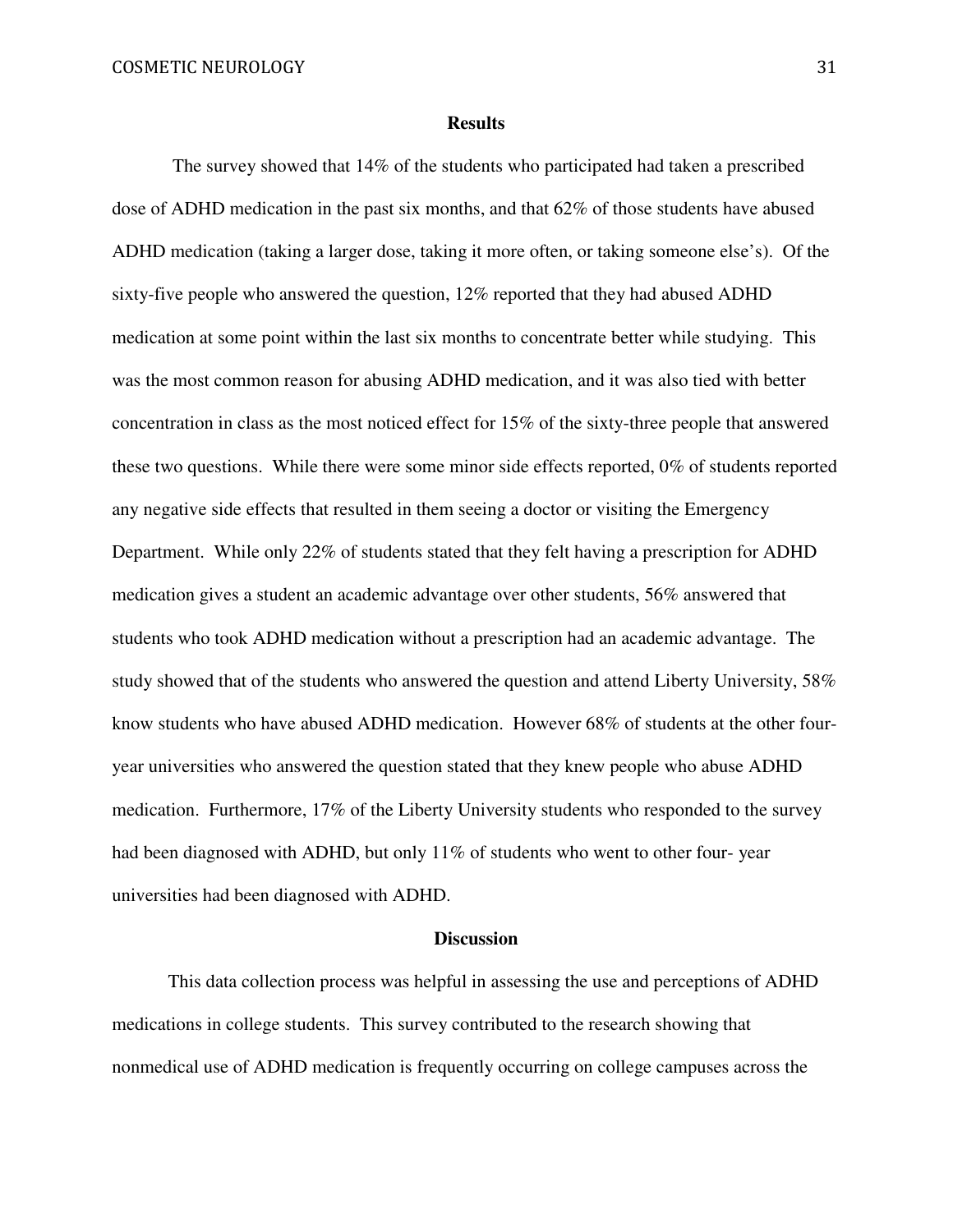## Results

The survey showed that 14% of the students who participated had taken a prescribed dose of ADHD medication in the past six months, and that 62% of those students have abused ADHD medication (taking a larger dose, taking it more often, or taking someone else's). Of the sixty-five people who answered the question, 12% reported that they had abused ADHD medication at some point within the last six months to concentrate better while studying. This was the most common reason for abusing ADHD medication, and it was also tied with better concentration in class as the most noticed effect for 15% of the sixty-three people that answered these two questions. While there were some minor side effects reported, 0% of students reported any negative side effects that resulted in them seeing a doctor or visiting the Emergency Department. While only 22% of students stated that they felt having a prescription for ADHD medication gives a student an academic advantage over other students, 56% answered that students who took ADHD medication without a prescription had an academic advantage. The study showed that of the students who answered the question and attend Liberty University, 58% know students who have abused ADHD medication. However 68% of students at the other four-year universities who answered the question stated that they knew people who abuse ADHD medication. Furthermore, 17% of the Liberty University students who responded to the survey had been diagnosed with ADHD, but only 11% of students who went to other four- year universities had been diagnosed with ADHD.

## Discussion

This data collection process was helpful in assessing the use and perceptions of ADHD medications in college students. This survey contributed to the research showing that nonmedical use of ADHD medication is frequently occurring on college campuses across the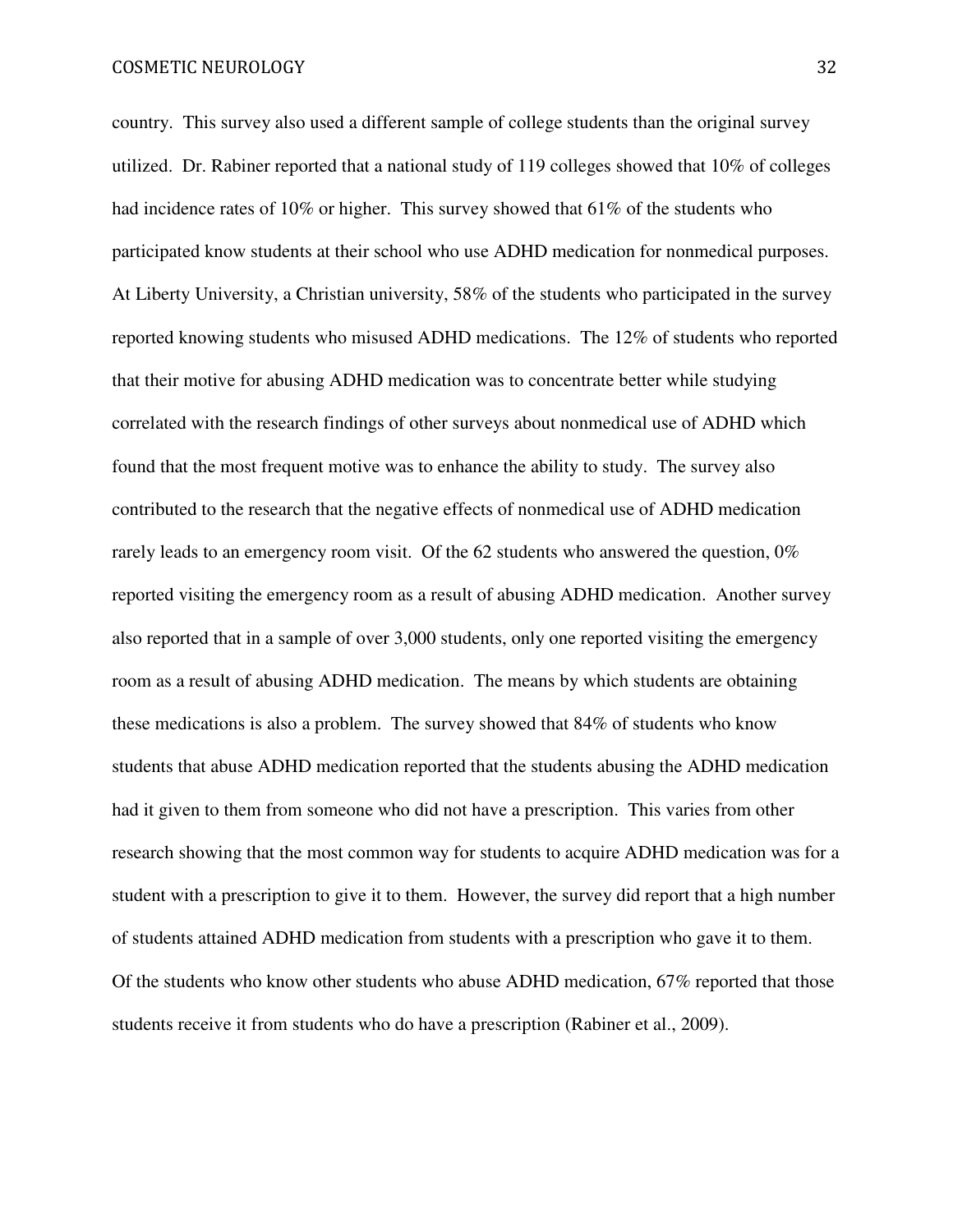country. This survey also used a different sample of college students than the original survey utilized. Dr. Rabiner reported that a national study of 119 colleges showed that 10% of colleges had incidence rates of 10% or higher. This survey showed that 61% of the students who participated know students at their school who use ADHD medication for nonmedical purposes. At Liberty University, a Christian university, 58% of the students who participated in the survey reported knowing students who misused ADHD medications. The 12% of students who reported that their motive for abusing ADHD medication was to concentrate better while studying correlated with the research findings of other surveys about nonmedical use of ADHD which found that the most frequent motive was to enhance the ability to study. The survey also contributed to the research that the negative effects of nonmedical use of ADHD medication rarely leads to an emergency room visit. Of the 62 students who answered the question, 0% reported visiting the emergency room as a result of abusing ADHD medication. Another survey also reported that in a sample of over 3,000 students, only one reported visiting the emergency room as a result of abusing ADHD medication. The means by which students are obtaining these medications is also a problem. The survey showed that 84% of students who know students that abuse ADHD medication reported that the students abusing the ADHD medication had it given to them from someone who did not have a prescription. This varies from other research showing that the most common way for students to acquire ADHD medication was for a student with a prescription to give it to them. However, the survey did report that a high number of students attained ADHD medication from students with a prescription who gave it to them. Of the students who know other students who abuse ADHD medication, 67% reported that those students receive it from students who do have a prescription (Rabiner et al., 2009).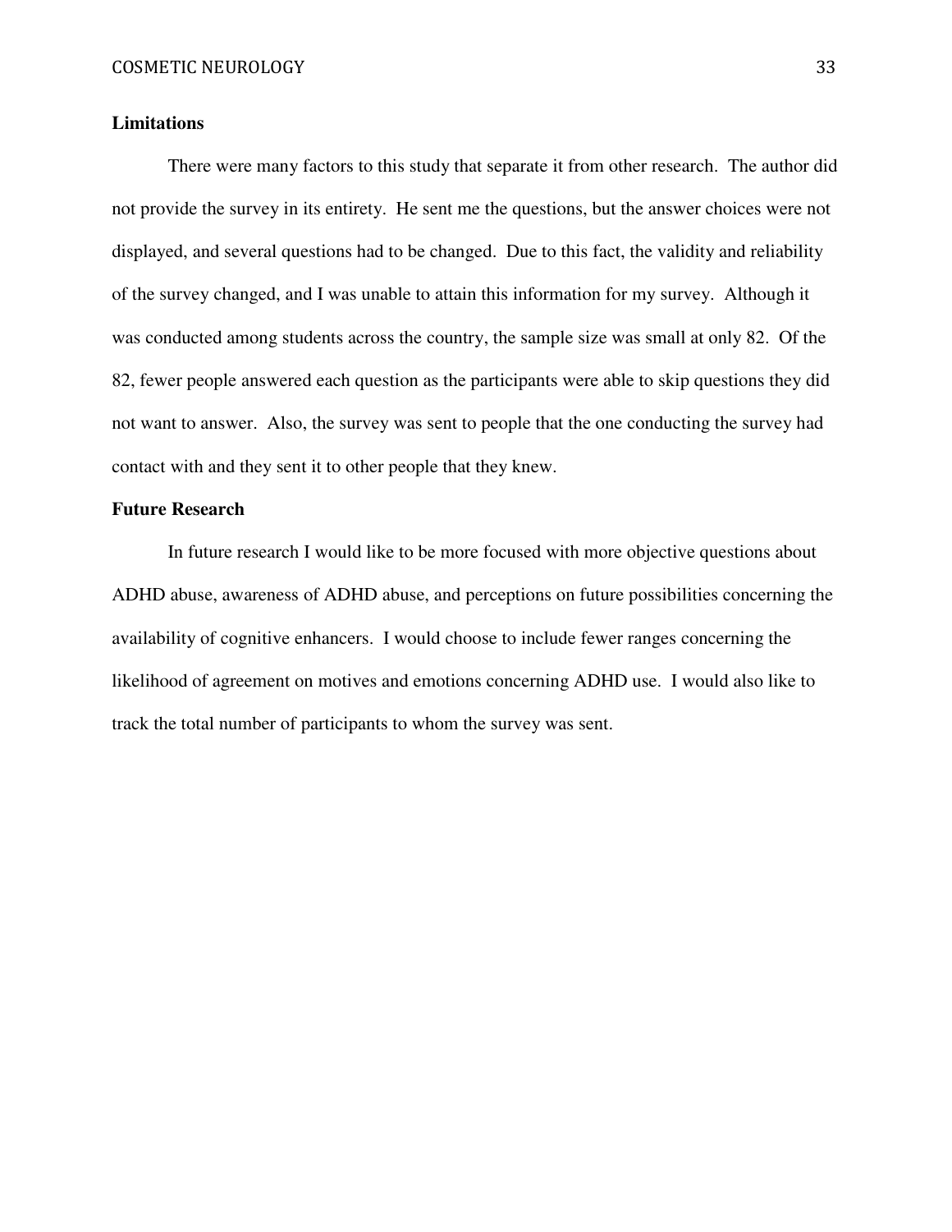## Limitations

There were many factors to this study that separate it from other research. The author did not provide the survey in its entirety. He sent me the questions, but the answer choices were not displayed, and several questions had to be changed. Due to this fact, the validity and reliability of the survey changed, and I was unable to attain this information for my survey. Although it was conducted among students across the country, the sample size was small at only 82. Of the 82, fewer people answered each question as the participants were able to skip questions they did not want to answer. Also, the survey was sent to people that the one conducting the survey had contact with and they sent it to other people that they knew.

## Future Research

In future research I would like to be more focused with more objective questions about ADHD abuse, awareness of ADHD abuse, and perceptions on future possibilities concerning the availability of cognitive enhancers. I would choose to include fewer ranges concerning the likelihood of agreement on motives and emotions concerning ADHD use. I would also like to track the total number of participants to whom the survey was sent.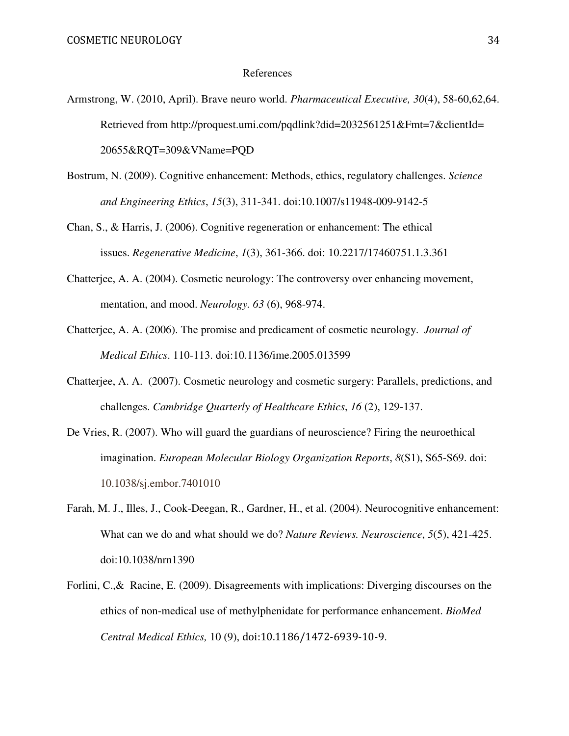# References

Armstrong, W. (2010, April). Brave neuro world. *Pharmaceutical Executive, 30*(4), 58-60,62,64. Retrieved from http://proquest.umi.com/pqdlink?did=2032561251&Fmt=7&clientId= 20655&RQT=309&VName=PQD

Bostrum, N. (2009). Cognitive enhancement: Methods, ethics, regulatory challenges. *Science and Engineering Ethics*, *15*(3), 311-341. doi:10.1007/s11948-009-9142-5

Chan, S., & Harris, J. (2006). Cognitive regeneration or enhancement: The ethical issues. *Regenerative Medicine*, *1*(3), 361-366. doi: 10.2217/17460751.1.3.361

Chatterjee, A. A. (2004). Cosmetic neurology: The controversy over enhancing movement, mentation, and mood. *Neurology. 63* (6), 968-974.

Chatterjee, A. A. (2006). The promise and predicament of cosmetic neurology. *Journal of Medical Ethics*. 110-113. doi:10.1136/ime.2005.013599

Chatterjee, A. A. (2007). Cosmetic neurology and cosmetic surgery: Parallels, predictions, and challenges. *Cambridge Quarterly of Healthcare Ethics*, *16* (2), 129-137.

De Vries, R. (2007). Who will guard the guardians of neuroscience? Firing the neuroethical imagination. *European Molecular Biology Organization Reports*, *8*(S1), S65-S69. doi: 10.1038/sj.embor.7401010

Farah, M. J., Illes, J., Cook-Deegan, R., Gardner, H., et al. (2004). Neurocognitive enhancement: What can we do and what should we do? *Nature Reviews. Neuroscience*, *5*(5), 421-425. doi:10.1038/nrn1390

Forlini, C.,& Racine, E. (2009). Disagreements with implications: Diverging discourses on the ethics of non-medical use of methylphenidate for performance enhancement. *BioMed Central Medical Ethics,* 10 (9), doi:10.1186/1472-6939-10-9.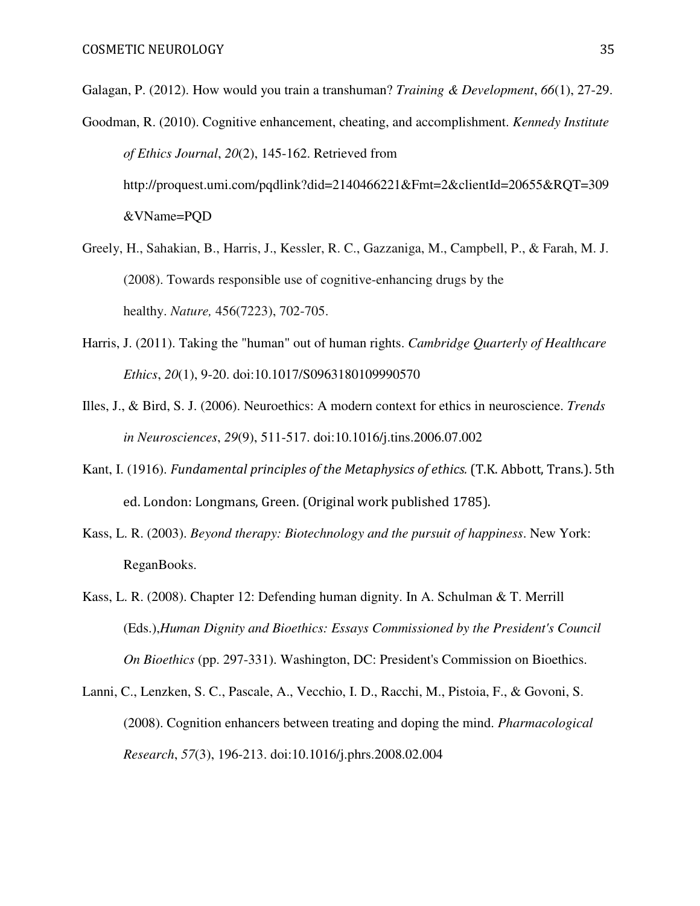Galagan, P. (2012). How would you train a transhuman? *Training & Development*, *66*(1), 27-29.

Goodman, R. (2010). Cognitive enhancement, cheating, and accomplishment. *Kennedy Institute of Ethics Journal*, *20*(2), 145-162. Retrieved from http://proquest.umi.com/pqdlink?did=2140466221&Fmt=2&clientId=20655&RQT=309&VName=PQD

Greely, H., Sahakian, B., Harris, J., Kessler, R. C., Gazzaniga, M., Campbell, P., & Farah, M. J. (2008). Towards responsible use of cognitive-enhancing drugs by the healthy. *Nature,* 456(7223), 702-705.

Harris, J. (2011). Taking the "human" out of human rights. *Cambridge Quarterly of Healthcare Ethics*, *20*(1), 9-20. doi:10.1017/S0963180109990570

Illes, J., & Bird, S. J. (2006). Neuroethics: A modern context for ethics in neuroscience. *Trends in Neurosciences*, *29*(9), 511-517. doi:10.1016/j.tins.2006.07.002

Kant, I. (1916). *Fundamental principles of the Metaphysics of ethics.* (T.K. Abbott, Trans.). 5th ed. London: Longmans, Green. (Original work published 1785).

Kass, L. R. (2003). *Beyond therapy: Biotechnology and the pursuit of happiness*. New York: ReganBooks.

Kass, L. R. (2008). Chapter 12: Defending human dignity. In A. Schulman & T. Merrill (Eds.),*Human Dignity and Bioethics: Essays Commissioned by the President's Council On Bioethics* (pp. 297-331). Washington, DC: President's Commission on Bioethics.

Lanni, C., Lenzken, S. C., Pascale, A., Vecchio, I. D., Racchi, M., Pistoia, F., & Govoni, S. (2008). Cognition enhancers between treating and doping the mind. *Pharmacological Research*, *57*(3), 196-213. doi:10.1016/j.phrs.2008.02.004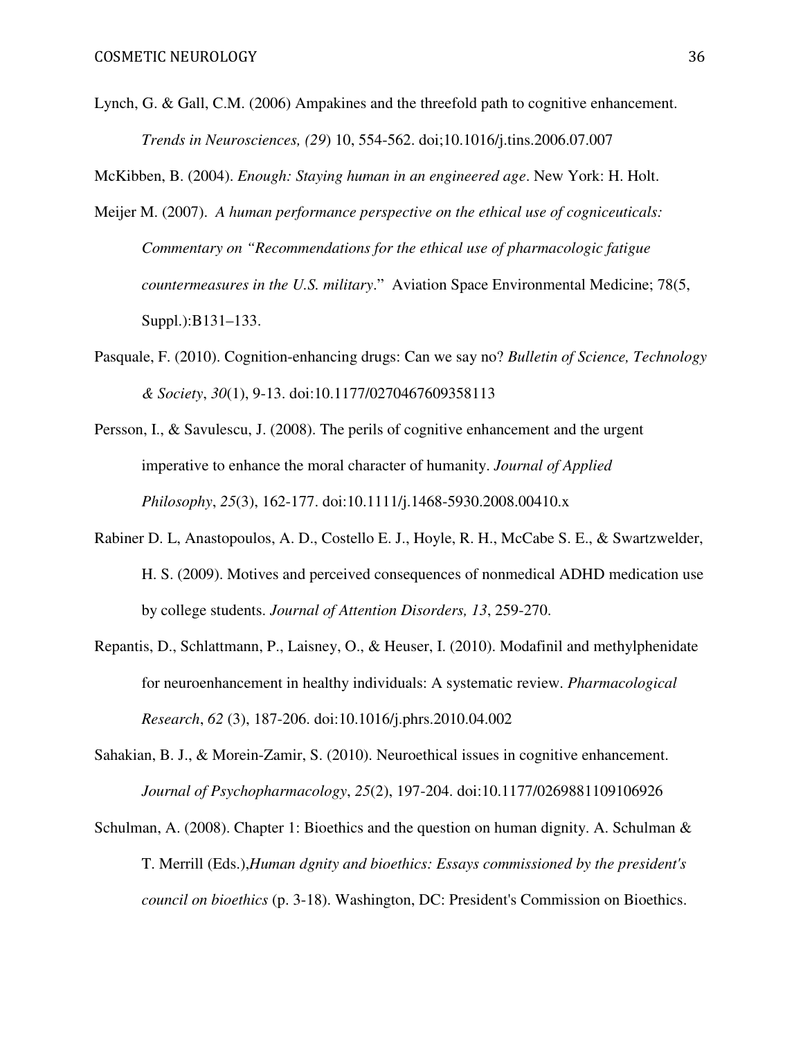Lynch, G. & Gall, C.M. (2006) Ampakines and the threefold path to cognitive enhancement. *Trends in Neurosciences, (29*) 10, 554-562. doi;10.1016/j.tins.2006.07.007

McKibben, B. (2004). *Enough: Staying human in an engineered age*. New York: H. Holt.

Meijer M. (2007). *A human performance perspective on the ethical use of cogniceuticals: Commentary on "Recommendations for the ethical use of pharmacologic fatigue countermeasures in the U.S. military*." Aviation Space Environmental Medicine; 78(5, Suppl.):B131–133.

Pasquale, F. (2010). Cognition-enhancing drugs: Can we say no? *Bulletin of Science, Technology & Society*, *30*(1), 9-13. doi:10.1177/0270467609358113

Persson, I., & Savulescu, J. (2008). The perils of cognitive enhancement and the urgent imperative to enhance the moral character of humanity. *Journal of Applied Philosophy*, *25*(3), 162-177. doi:10.1111/j.1468-5930.2008.00410.x

Rabiner D. L, Anastopoulos, A. D., Costello E. J., Hoyle, R. H., McCabe S. E., & Swartzwelder, H. S. (2009). Motives and perceived consequences of nonmedical ADHD medication use by college students. *Journal of Attention Disorders, 13*, 259-270.

Repantis, D., Schlattmann, P., Laisney, O., & Heuser, I. (2010). Modafinil and methylphenidate for neuroenhancement in healthy individuals: A systematic review. *Pharmacological Research*, *62* (3), 187-206. doi:10.1016/j.phrs.2010.04.002

Sahakian, B. J., & Morein-Zamir, S. (2010). Neuroethical issues in cognitive enhancement. *Journal of Psychopharmacology*, *25*(2), 197-204. doi:10.1177/0269881109106926

Schulman, A. (2008). Chapter 1: Bioethics and the question on human dignity. A. Schulman & T. Merrill (Eds.),*Human dgnity and bioethics: Essays commissioned by the president's council on bioethics* (p. 3-18). Washington, DC: President's Commission on Bioethics.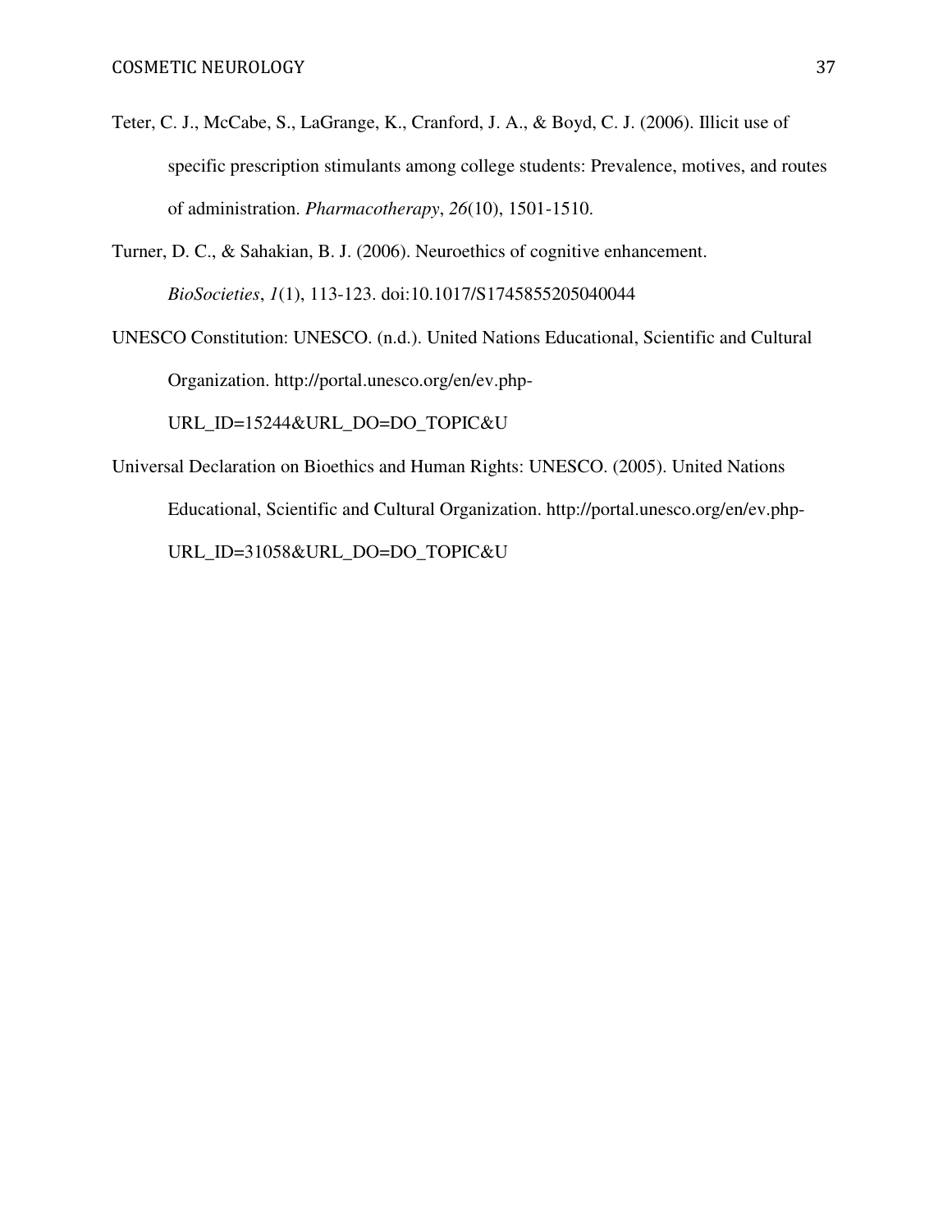Teter, C. J., McCabe, S., LaGrange, K., Cranford, J. A., & Boyd, C. J. (2006). Illicit use of specific prescription stimulants among college students: Prevalence, motives, and routes of administration. *Pharmacotherapy*, *26*(10), 1501-1510.

Turner, D. C., & Sahakian, B. J. (2006). Neuroethics of cognitive enhancement. *BioSocieties*, *1*(1), 113-123. doi:10.1017/S1745855205040044

UNESCO Constitution: UNESCO. (n.d.). United Nations Educational, Scientific and Cultural Organization. http://portal.unesco.org/en/ev.php-URL_ID=15244&URL_DO=DO_TOPIC&U

Universal Declaration on Bioethics and Human Rights: UNESCO. (2005). United Nations Educational, Scientific and Cultural Organization. http://portal.unesco.org/en/ev.php-URL_ID=31058&URL_DO=DO_TOPIC&U